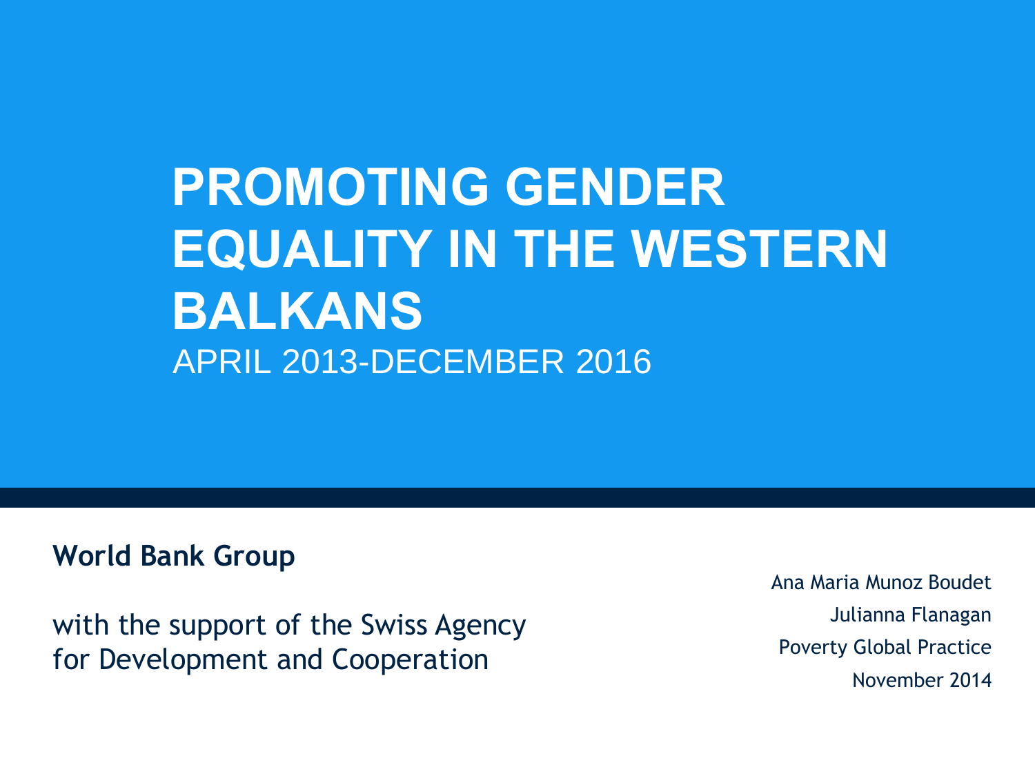# PROMOTING GENDER EQUALITY IN THE WESTERN BALKANS

APRIL 2013-DECEMBER 2016

**World Bank Group**

with the support of the Swiss Agency for Development and Cooperation

Ana Maria Munoz Boudet

Julianna Flanagan

Poverty Global Practice

November 2014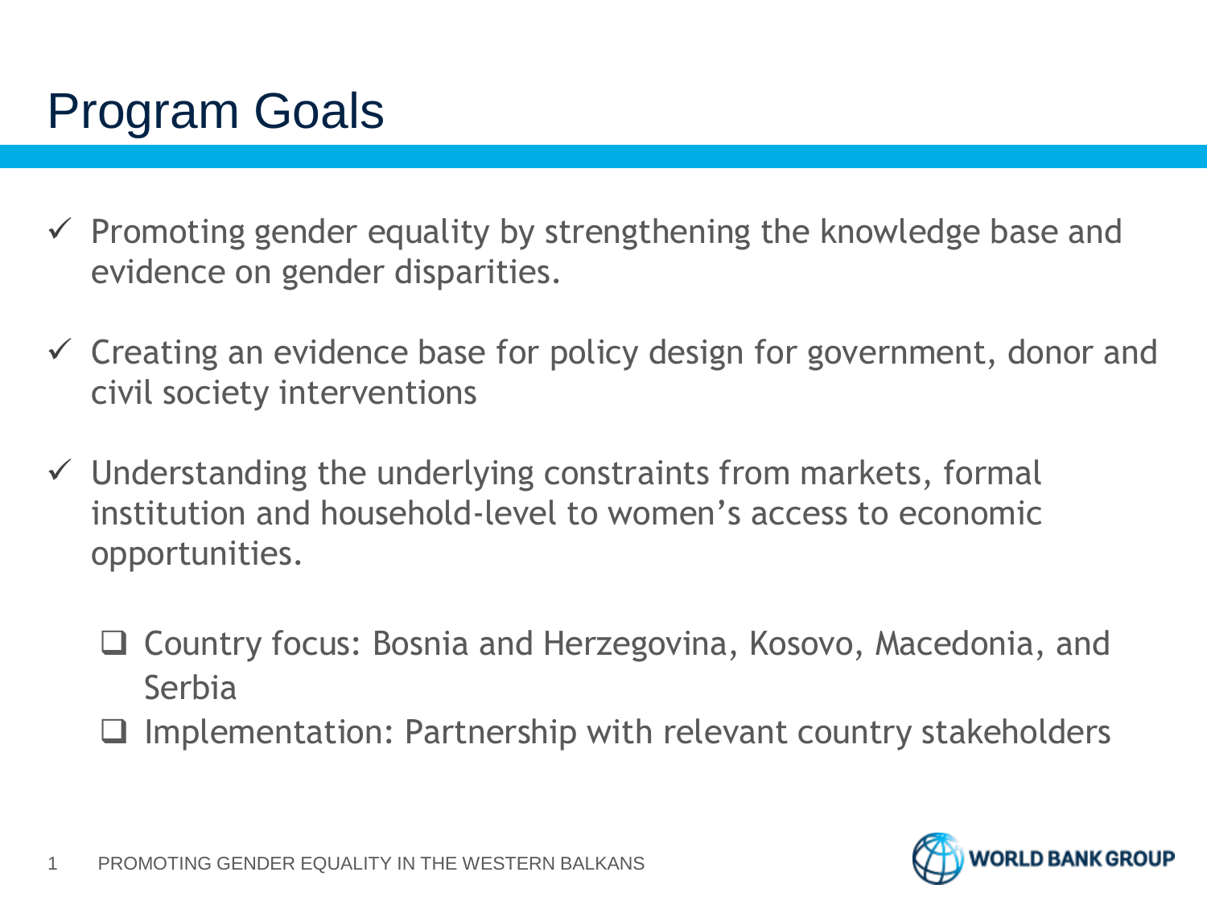# Program Goals

- ✓ Promoting gender equality by strengthening the knowledge base and evidence on gender disparities.
- ✓ Creating an evidence base for policy design for government, donor and civil society interventions
- ✓ Understanding the underlying constraints from markets, formal institution and household-level to women's access to economic opportunities.
  - ❑ Country focus: Bosnia and Herzegovina, Kosovo, Macedonia, and Serbia
  - ❑ Implementation: Partnership with relevant country stakeholders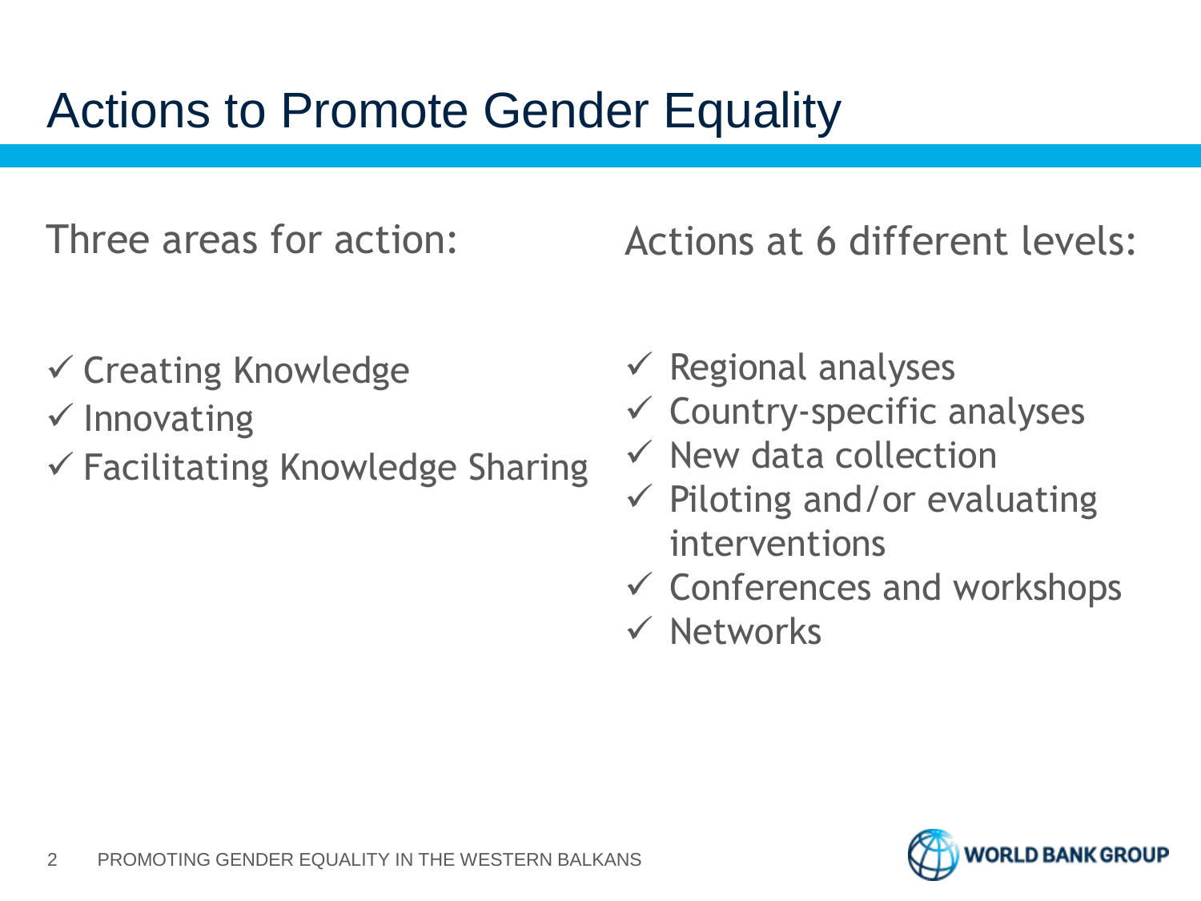# Actions to Promote Gender Equality

Three areas for action:

- ✓ Creating Knowledge
- ✓ Innovating
- ✓ Facilitating Knowledge Sharing

Actions at 6 different levels:

- ✓ Regional analyses
- ✓ Country-specific analyses
- ✓ New data collection
- ✓ Piloting and/or evaluating interventions
- ✓ Conferences and workshops
- ✓ Networks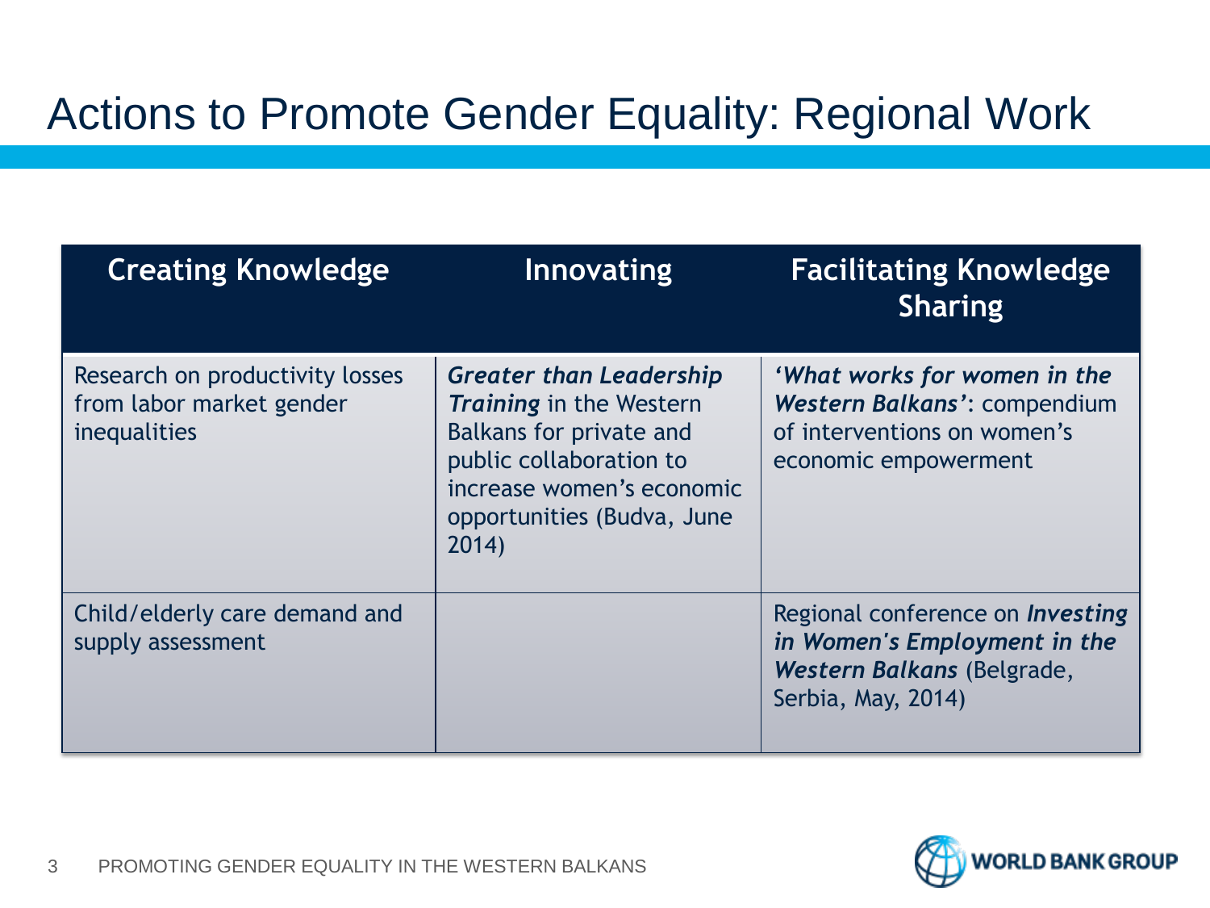# Actions to Promote Gender Equality: Regional Work

| Creating Knowledge | Innovating | Facilitating Knowledge Sharing |
|---|---|---|
| Research on productivity losses from labor market gender inequalities | ***Greater than Leadership Training*** in the Western Balkans for private and public collaboration to increase women's economic opportunities (Budva, June 2014) | ***'What works for women in the Western Balkans'***: compendium of interventions on women's economic empowerment |
| Child/elderly care demand and supply assessment | | Regional conference on ***Investing in Women's Employment in the Western Balkans*** (Belgrade, Serbia, May, 2014) |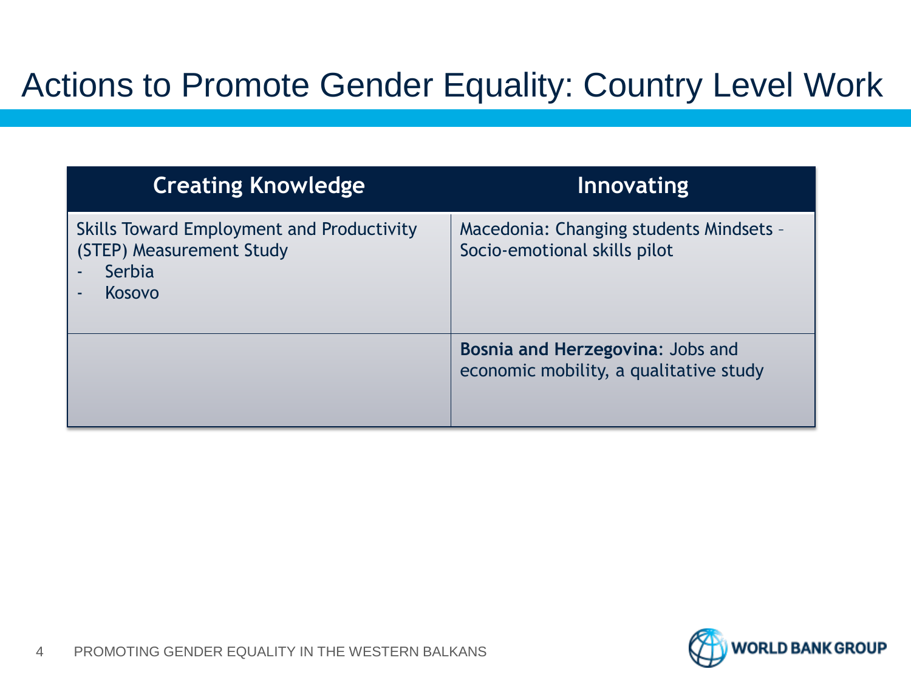# Actions to Promote Gender Equality: Country Level Work

| Creating Knowledge | Innovating |
|---|---|
| Skills Toward Employment and Productivity (STEP) Measurement Study<br>- Serbia<br>- Kosovo | Macedonia: Changing students Mindsets – Socio-emotional skills pilot |
| | **Bosnia and Herzegovina**: Jobs and economic mobility, a qualitative study |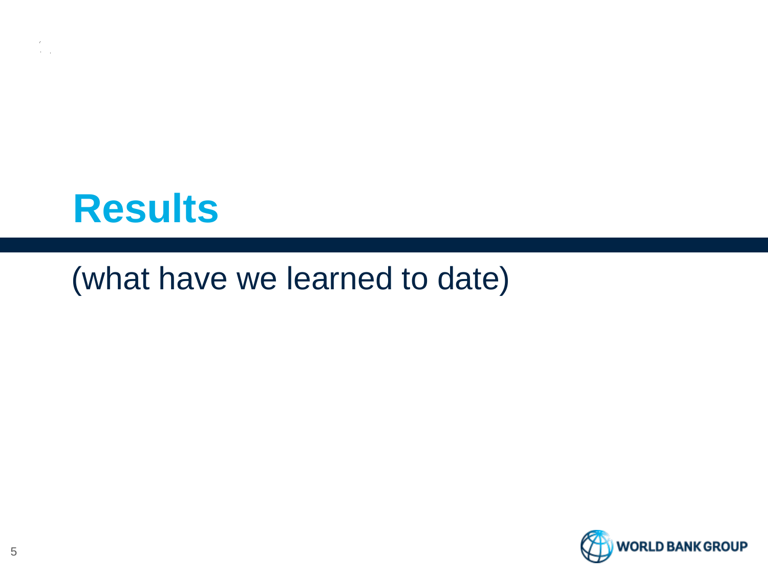# Results

(what have we learned to date)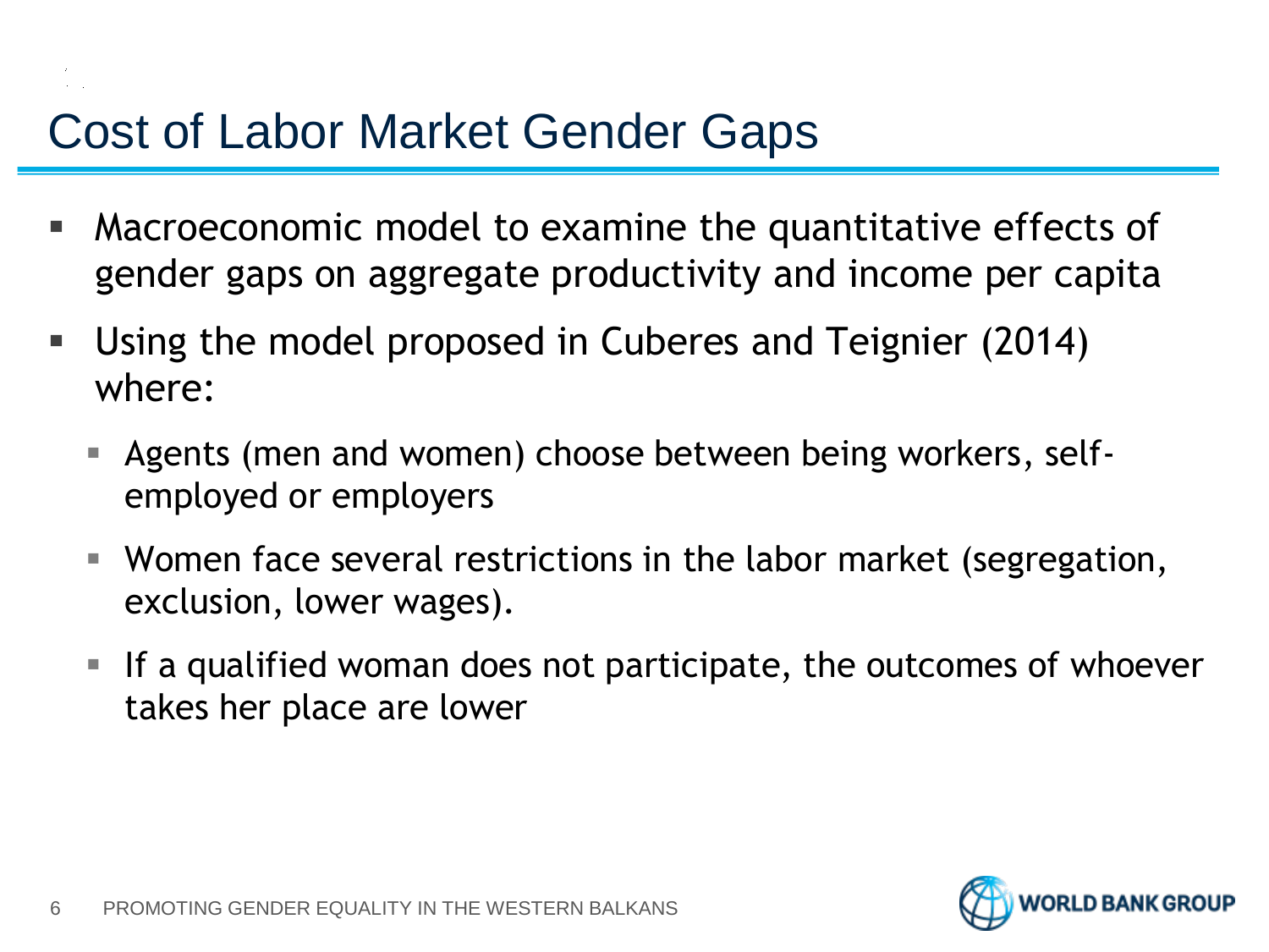# Cost of Labor Market Gender Gaps

- Macroeconomic model to examine the quantitative effects of gender gaps on aggregate productivity and income per capita
- Using the model proposed in Cuberes and Teignier (2014) where:
  - Agents (men and women) choose between being workers, self-employed or employers
  - Women face several restrictions in the labor market (segregation, exclusion, lower wages).
  - If a qualified woman does not participate, the outcomes of whoever takes her place are lower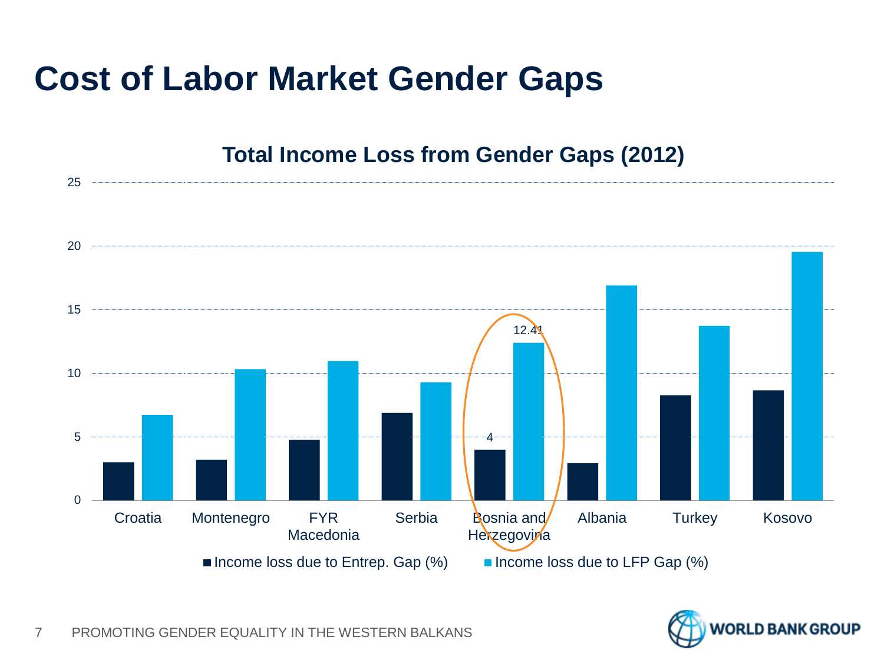# Cost of Labor Market Gender Gaps

## Total Income Loss from Gender Gaps (2012)

| Country | Income loss due to Entrep. Gap (%) | Income loss due to LFP Gap (%) |
|---|---|---|
| Croatia | | |
| Montenegro | | |
| FYR Macedonia | | |
| Serbia | | |
| Bosnia and Herzegovina | 4 | 12.41 |
| Albania | | |
| Turkey | | |
| Kosovo | | |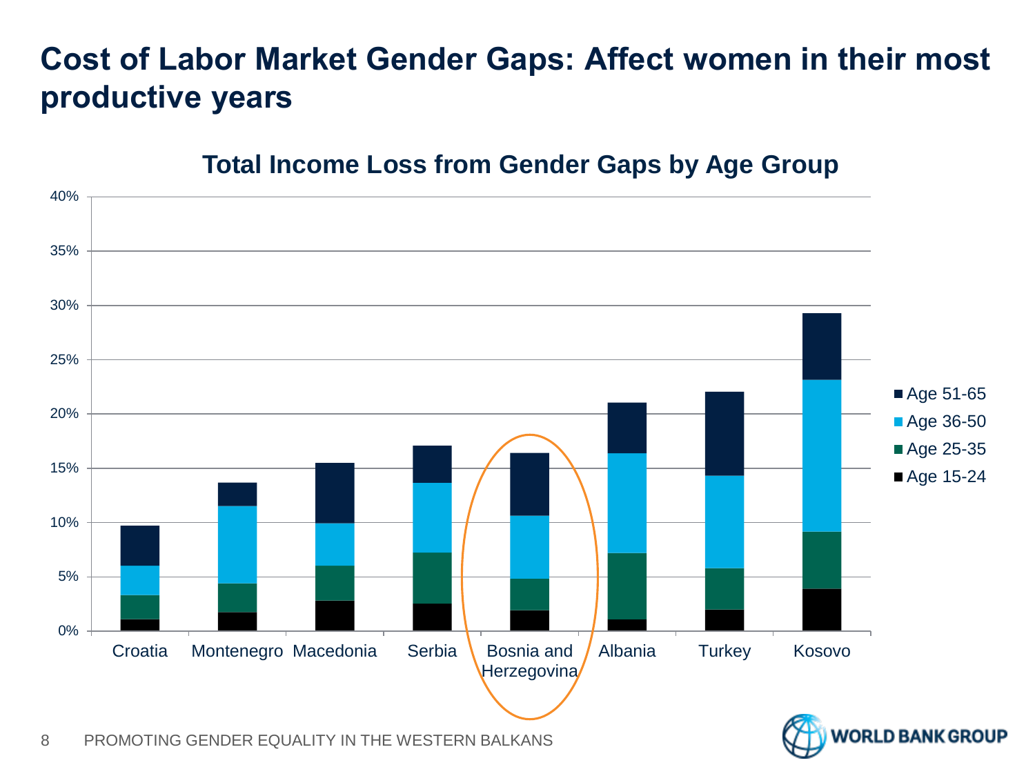# Cost of Labor Market Gender Gaps: Affect women in their most productive years

## Total Income Loss from Gender Gaps by Age Group

40%
35%
30%
25%
20%
15%
10%
5%
0%

Croatia, Montenegro, Macedonia, Serbia, Bosnia and Herzegovina, Albania, Turkey, Kosovo

- Age 51-65
- Age 36-50
- Age 25-35
- Age 15-24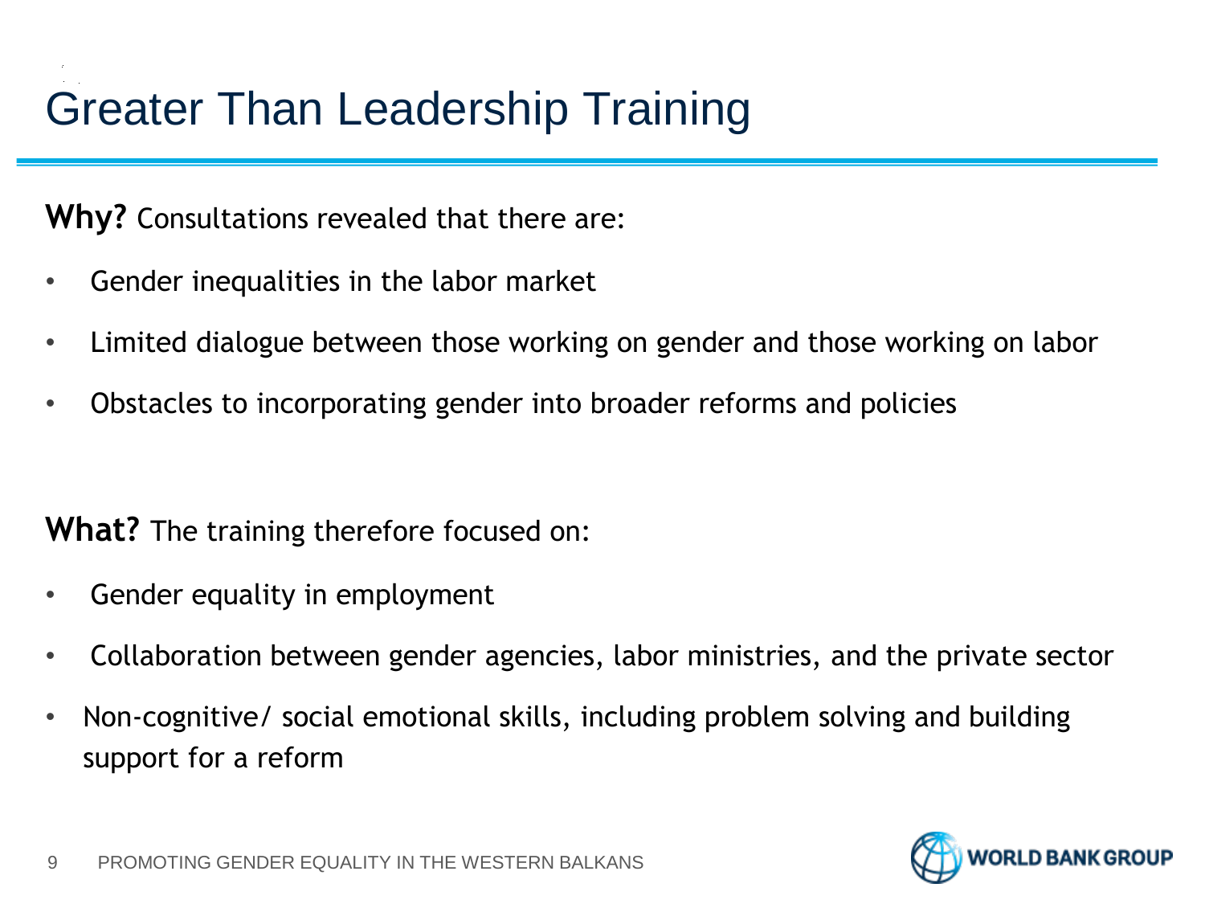# Greater Than Leadership Training

**Why?** Consultations revealed that there are:

- Gender inequalities in the labor market
- Limited dialogue between those working on gender and those working on labor
- Obstacles to incorporating gender into broader reforms and policies

**What?** The training therefore focused on:

- Gender equality in employment
- Collaboration between gender agencies, labor ministries, and the private sector
- Non-cognitive/ social emotional skills, including problem solving and building support for a reform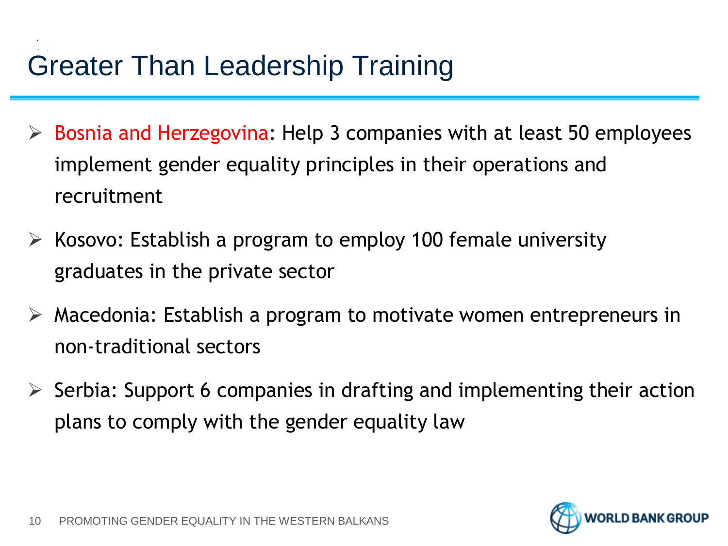# Greater Than Leadership Training

- Bosnia and Herzegovina: Help 3 companies with at least 50 employees implement gender equality principles in their operations and recruitment
- Kosovo: Establish a program to employ 100 female university graduates in the private sector
- Macedonia: Establish a program to motivate women entrepreneurs in non-traditional sectors
- Serbia: Support 6 companies in drafting and implementing their action plans to comply with the gender equality law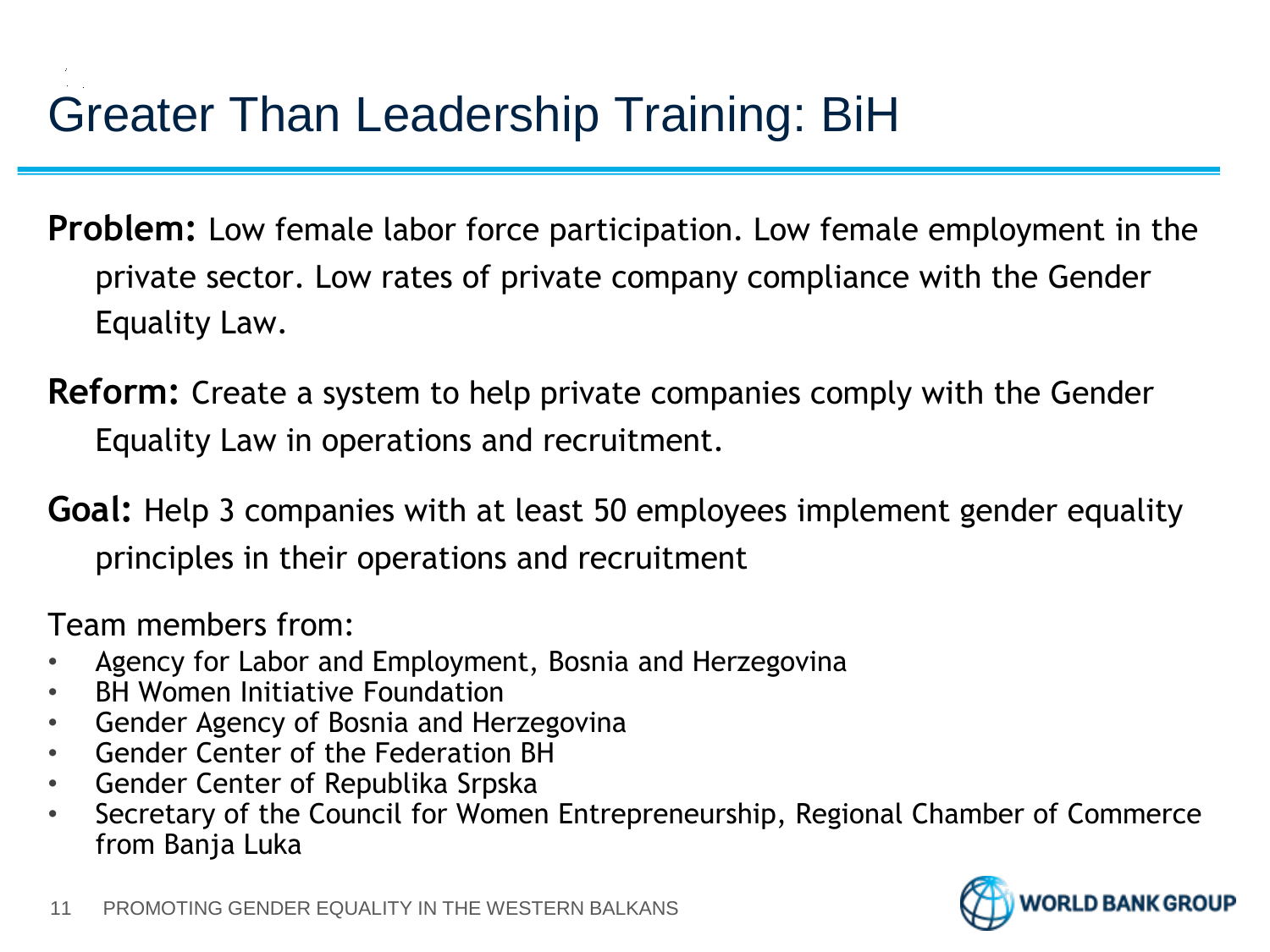# Greater Than Leadership Training: BiH

**Problem:** Low female labor force participation. Low female employment in the private sector. Low rates of private company compliance with the Gender Equality Law.

**Reform:** Create a system to help private companies comply with the Gender Equality Law in operations and recruitment.

**Goal:** Help 3 companies with at least 50 employees implement gender equality principles in their operations and recruitment

Team members from:

- Agency for Labor and Employment, Bosnia and Herzegovina
- BH Women Initiative Foundation
- Gender Agency of Bosnia and Herzegovina
- Gender Center of the Federation BH
- Gender Center of Republika Srpska
- Secretary of the Council for Women Entrepreneurship, Regional Chamber of Commerce from Banja Luka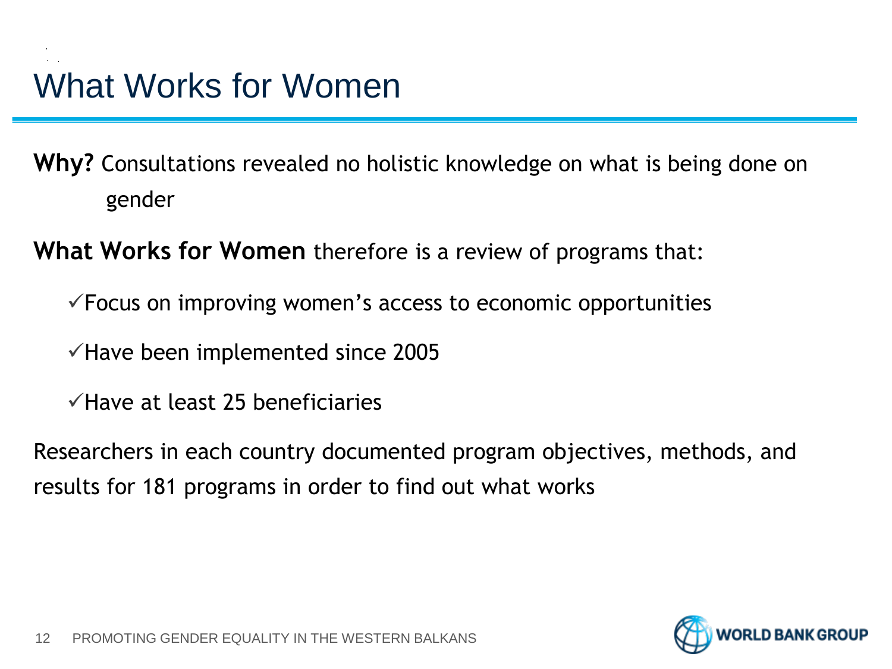# What Works for Women

**Why?** Consultations revealed no holistic knowledge on what is being done on gender

**What Works for Women** therefore is a review of programs that:

- ✓Focus on improving women's access to economic opportunities
- ✓Have been implemented since 2005
- ✓Have at least 25 beneficiaries

Researchers in each country documented program objectives, methods, and results for 181 programs in order to find out what works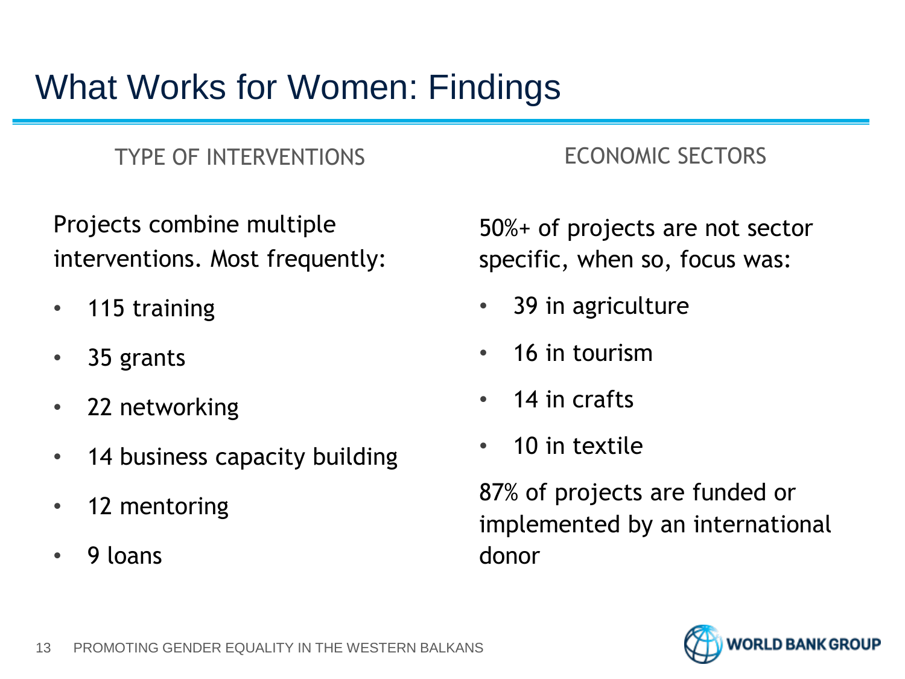# What Works for Women: Findings

## TYPE OF INTERVENTIONS

Projects combine multiple interventions. Most frequently:

- 115 training
- 35 grants
- 22 networking
- 14 business capacity building
- 12 mentoring
- 9 loans

## ECONOMIC SECTORS

50%+ of projects are not sector specific, when so, focus was:

- 39 in agriculture
- 16 in tourism
- 14 in crafts
- 10 in textile

87% of projects are funded or implemented by an international donor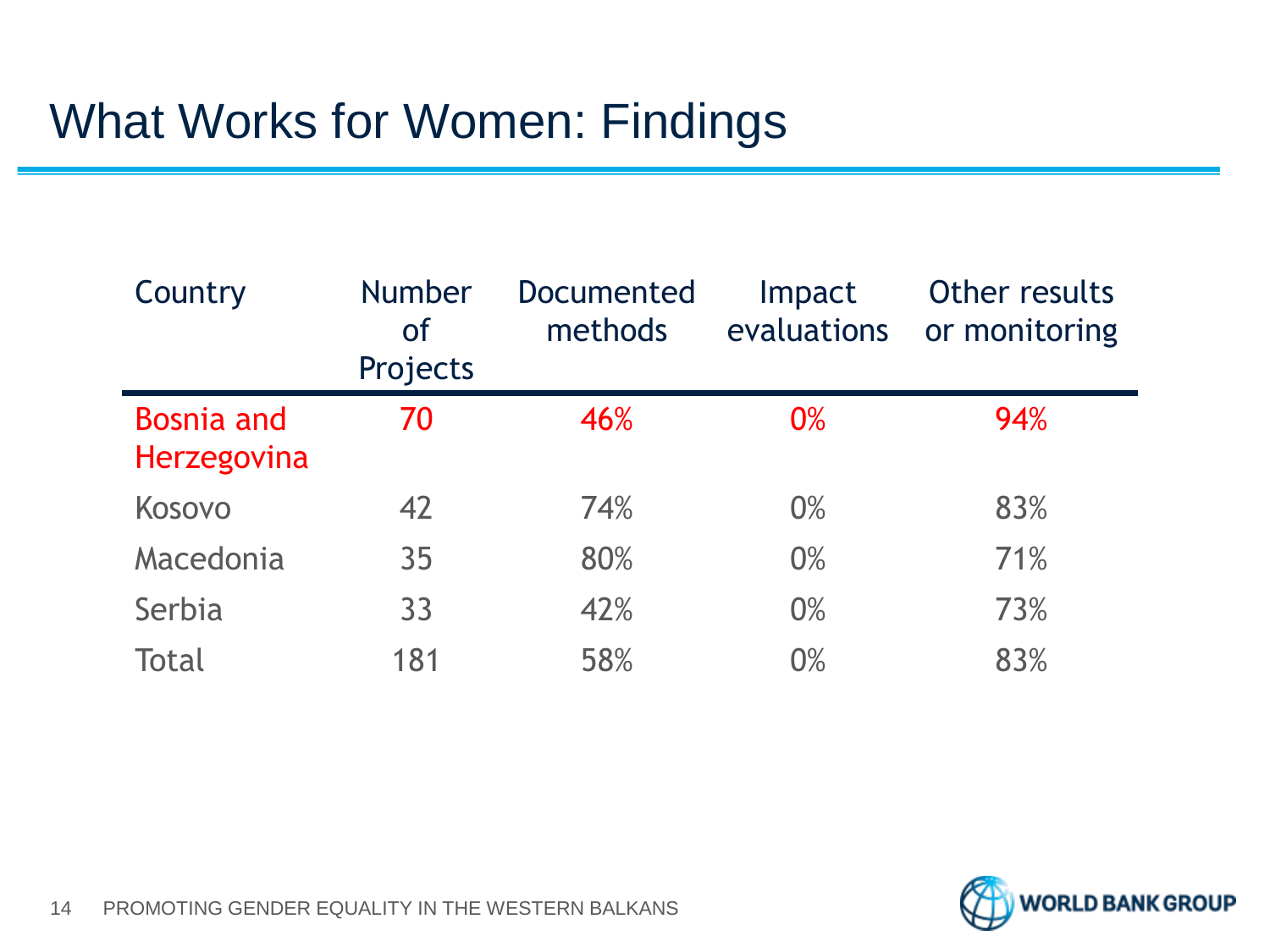# What Works for Women: Findings

| Country | Number of Projects | Documented methods | Impact evaluations | Other results or monitoring |
|---|---|---|---|---|
| Bosnia and Herzegovina | 70 | 46% | 0% | 94% |
| Kosovo | 42 | 74% | 0% | 83% |
| Macedonia | 35 | 80% | 0% | 71% |
| Serbia | 33 | 42% | 0% | 73% |
| Total | 181 | 58% | 0% | 83% |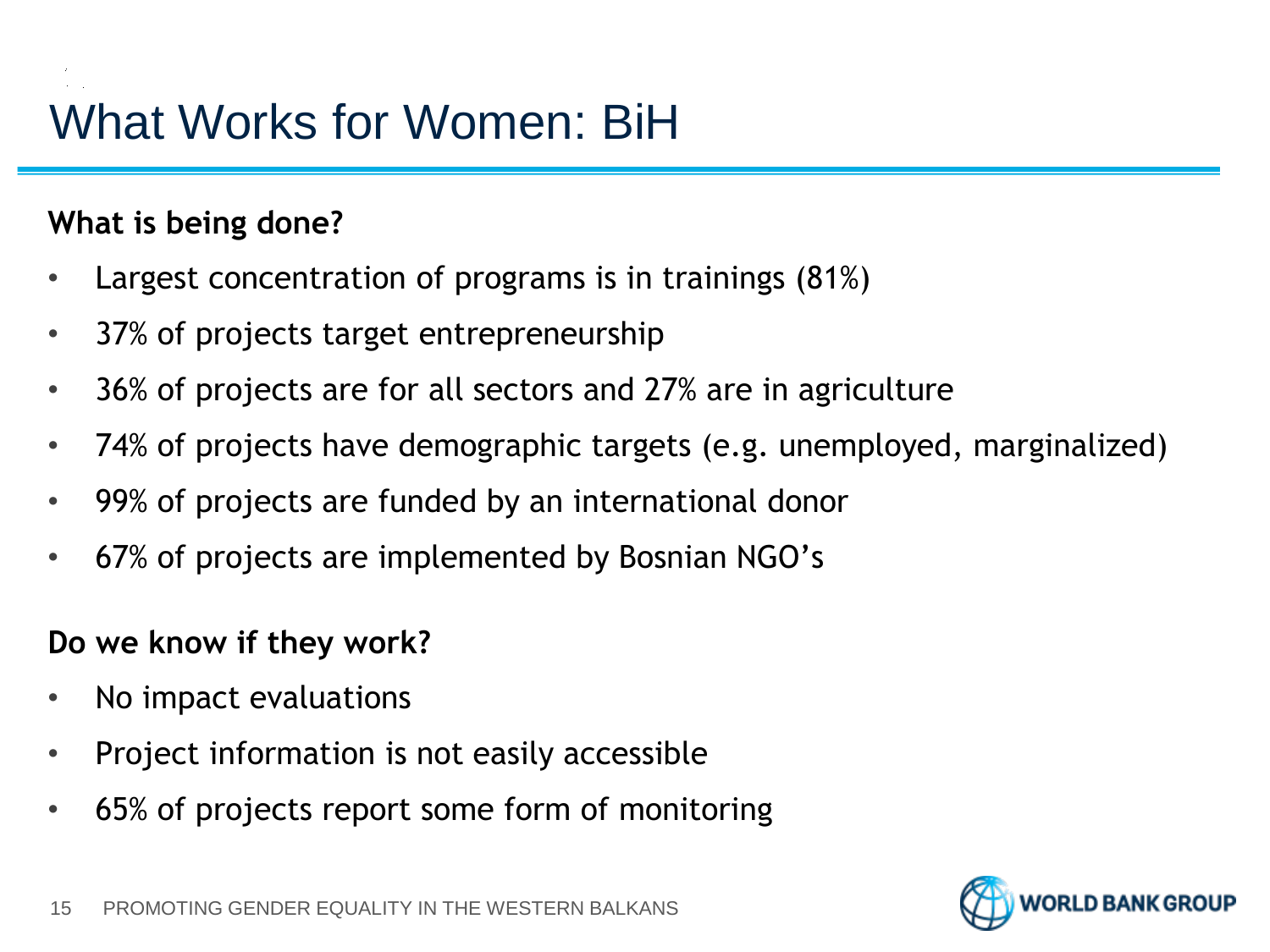# What Works for Women: BiH

**What is being done?**

- Largest concentration of programs is in trainings (81%)
- 37% of projects target entrepreneurship
- 36% of projects are for all sectors and 27% are in agriculture
- 74% of projects have demographic targets (e.g. unemployed, marginalized)
- 99% of projects are funded by an international donor
- 67% of projects are implemented by Bosnian NGO's

**Do we know if they work?**

- No impact evaluations
- Project information is not easily accessible
- 65% of projects report some form of monitoring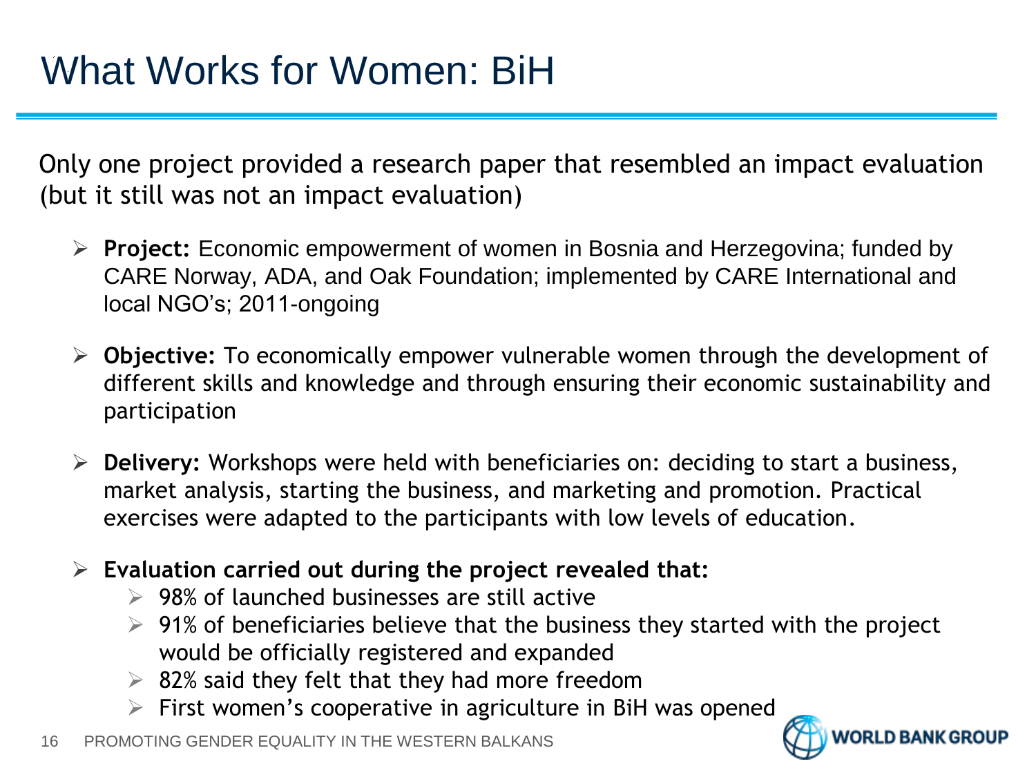# What Works for Women: BiH

Only one project provided a research paper that resembled an impact evaluation (but it still was not an impact evaluation)

- **Project:** Economic empowerment of women in Bosnia and Herzegovina; funded by CARE Norway, ADA, and Oak Foundation; implemented by CARE International and local NGO's; 2011-ongoing
- **Objective:** To economically empower vulnerable women through the development of different skills and knowledge and through ensuring their economic sustainability and participation
- **Delivery:** Workshops were held with beneficiaries on: deciding to start a business, market analysis, starting the business, and marketing and promotion. Practical exercises were adapted to the participants with low levels of education.
- **Evaluation carried out during the project revealed that:**
  - 98% of launched businesses are still active
  - 91% of beneficiaries believe that the business they started with the project would be officially registered and expanded
  - 82% said they felt that they had more freedom
  - First women's cooperative in agriculture in BiH was opened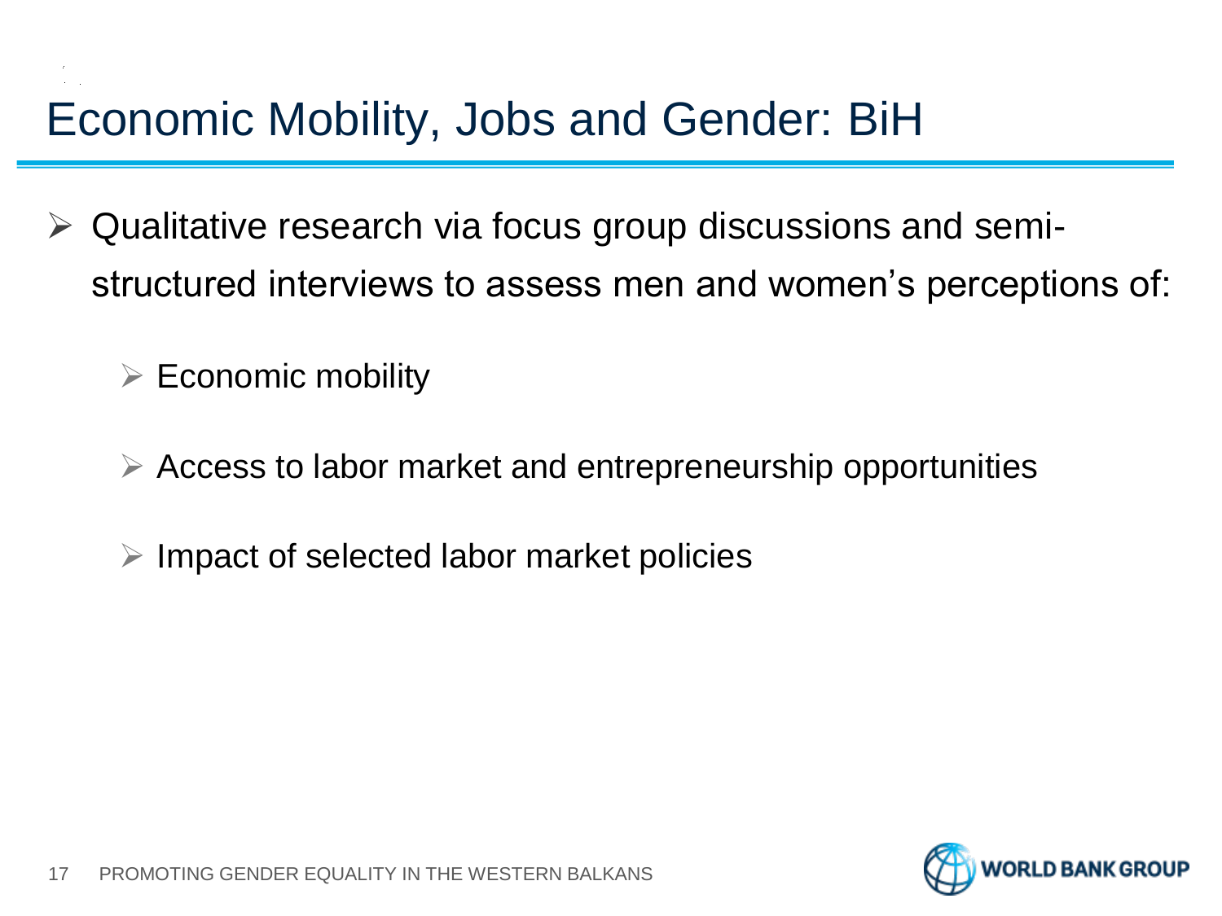# Economic Mobility, Jobs and Gender: BiH

- Qualitative research via focus group discussions and semi-structured interviews to assess men and women's perceptions of:
  - Economic mobility
  - Access to labor market and entrepreneurship opportunities
  - Impact of selected labor market policies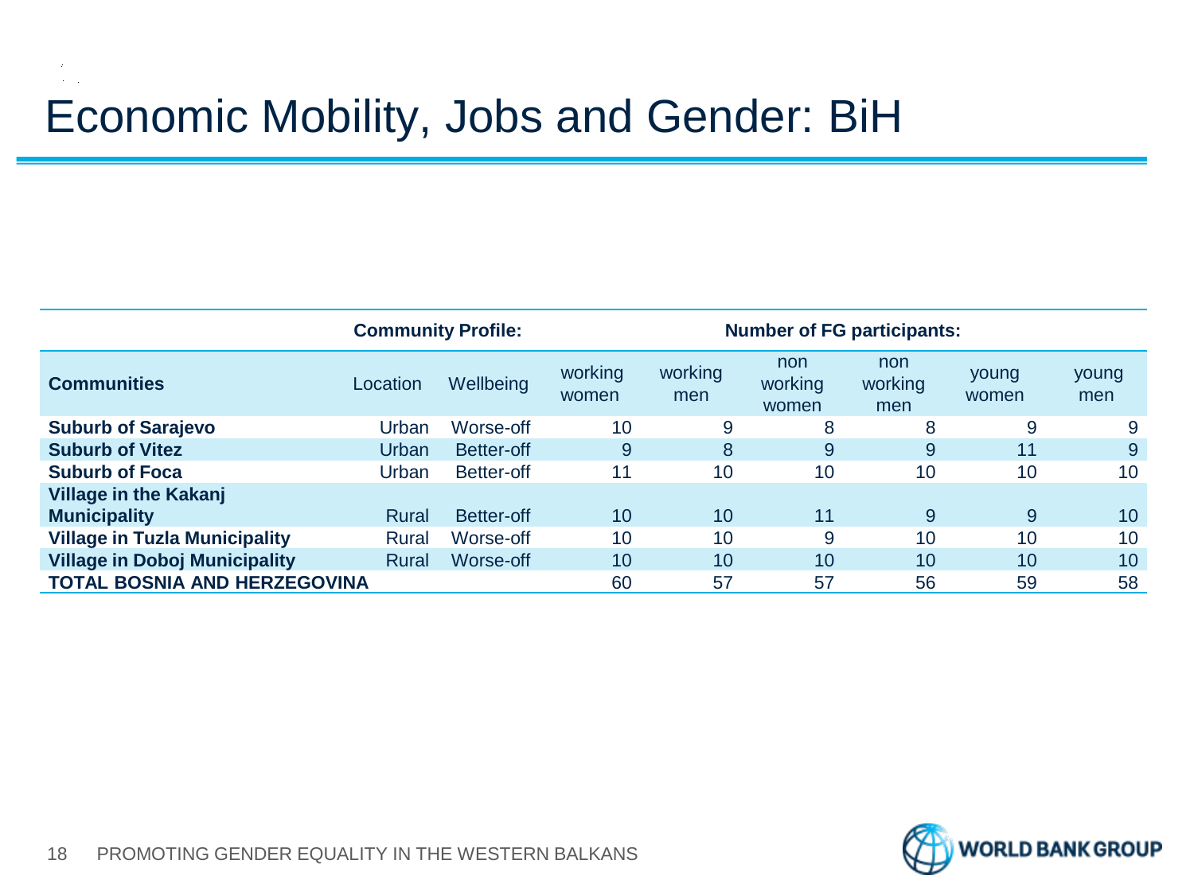# Economic Mobility, Jobs and Gender: BiH

| | Community Profile: | | Number of FG participants: | | | | | |
|---|---|---|---|---|---|---|---|---|
| **Communities** | Location | Wellbeing | working women | working men | non working women | non working men | young women | young men |
| **Suburb of Sarajevo** | Urban | Worse-off | 10 | 9 | 8 | 8 | 9 | 9 |
| **Suburb of Vitez** | Urban | Better-off | 9 | 8 | 9 | 9 | 11 | 9 |
| **Suburb of Foca** | Urban | Better-off | 11 | 10 | 10 | 10 | 10 | 10 |
| **Village in the Kakanj Municipality** | Rural | Better-off | 10 | 10 | 11 | 9 | 9 | 10 |
| **Village in Tuzla Municipality** | Rural | Worse-off | 10 | 10 | 9 | 10 | 10 | 10 |
| **Village in Doboj Municipality** | Rural | Worse-off | 10 | 10 | 10 | 10 | 10 | 10 |
| **TOTAL BOSNIA AND HERZEGOVINA** | | | 60 | 57 | 57 | 56 | 59 | 58 |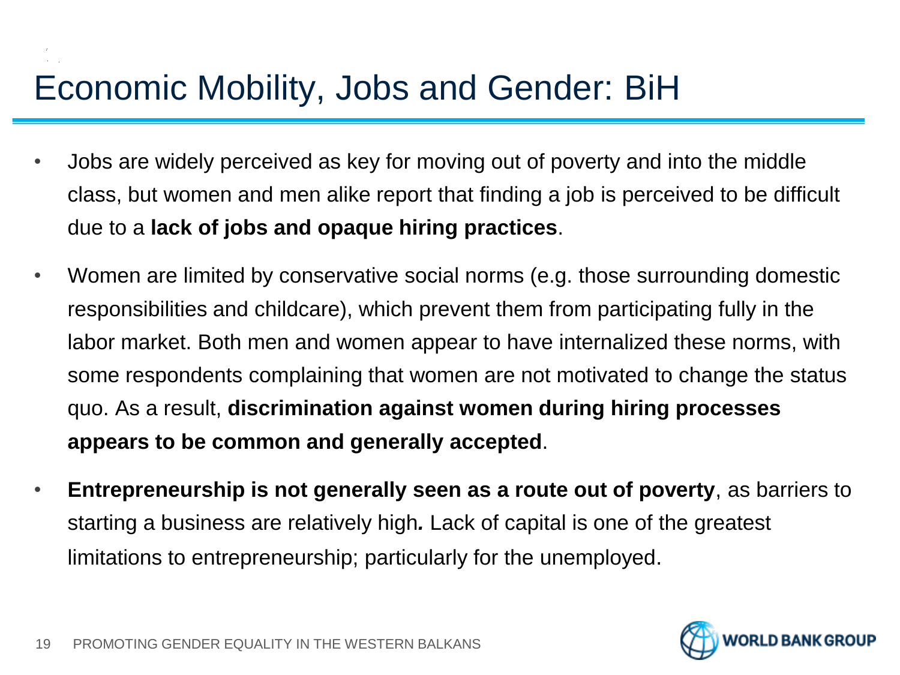# Economic Mobility, Jobs and Gender: BiH

- Jobs are widely perceived as key for moving out of poverty and into the middle class, but women and men alike report that finding a job is perceived to be difficult due to a **lack of jobs and opaque hiring practices**.
- Women are limited by conservative social norms (e.g. those surrounding domestic responsibilities and childcare), which prevent them from participating fully in the labor market. Both men and women appear to have internalized these norms, with some respondents complaining that women are not motivated to change the status quo. As a result, **discrimination against women during hiring processes appears to be common and generally accepted**.
- **Entrepreneurship is not generally seen as a route out of poverty**, as barriers to starting a business are relatively high*.* Lack of capital is one of the greatest limitations to entrepreneurship; particularly for the unemployed.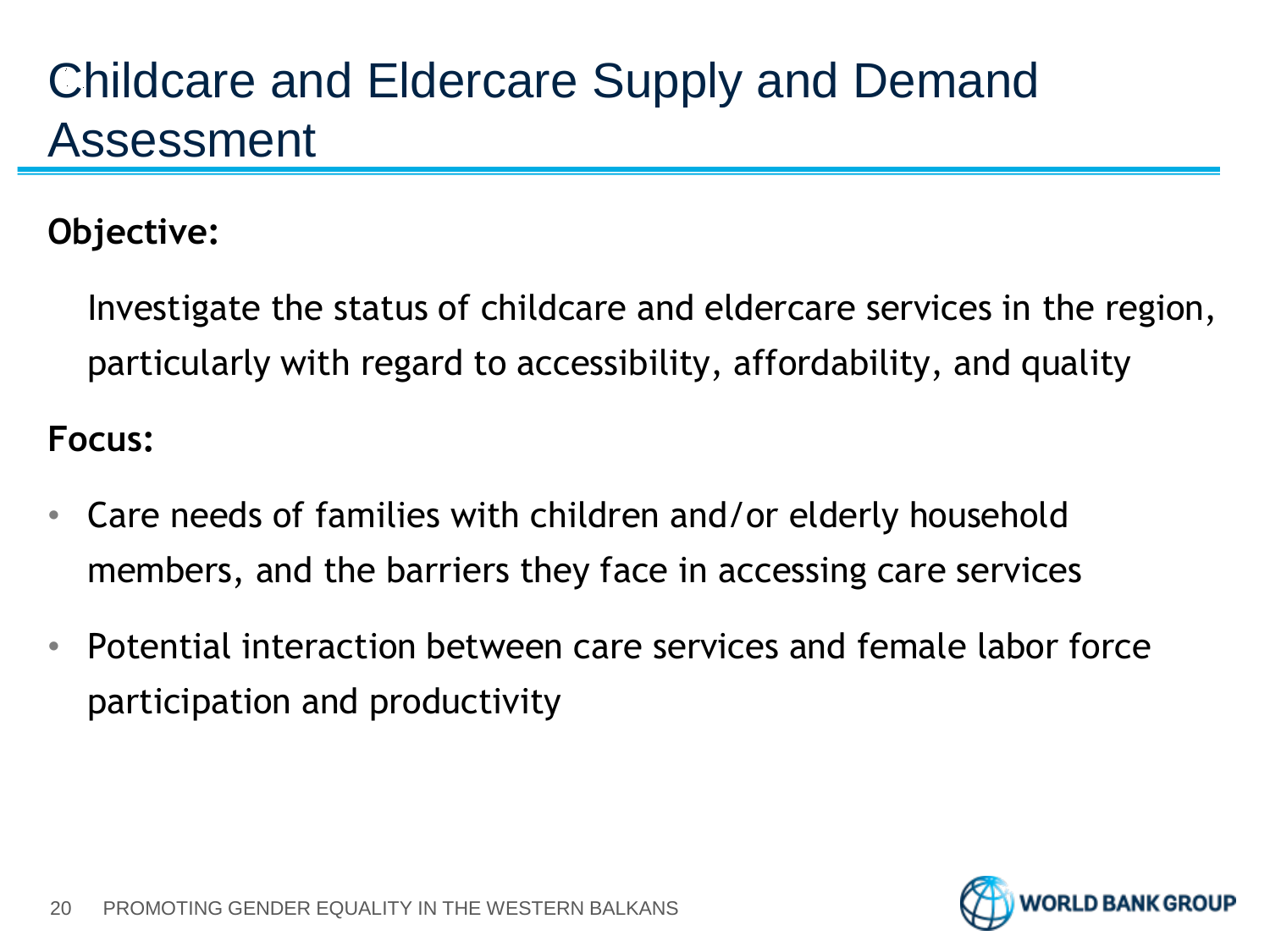# Childcare and Eldercare Supply and Demand Assessment

**Objective:**

Investigate the status of childcare and eldercare services in the region, particularly with regard to accessibility, affordability, and quality

**Focus:**

- Care needs of families with children and/or elderly household members, and the barriers they face in accessing care services
- Potential interaction between care services and female labor force participation and productivity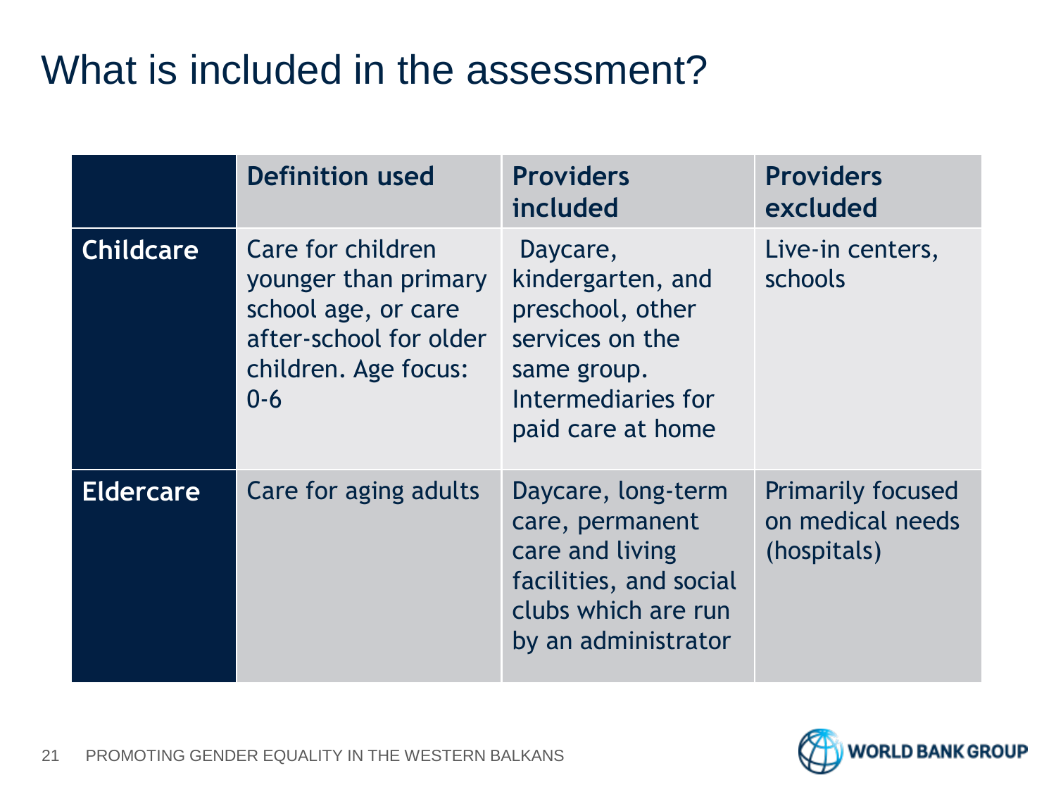# What is included in the assessment?

| | Definition used | Providers included | Providers excluded |
|---|---|---|---|
| **Childcare** | Care for children younger than primary school age, or care after-school for older children. Age focus: 0-6 | Daycare, kindergarten, and preschool, other services on the same group. Intermediaries for paid care at home | Live-in centers, schools |
| **Eldercare** | Care for aging adults | Daycare, long-term care, permanent care and living facilities, and social clubs which are run by an administrator | Primarily focused on medical needs (hospitals) |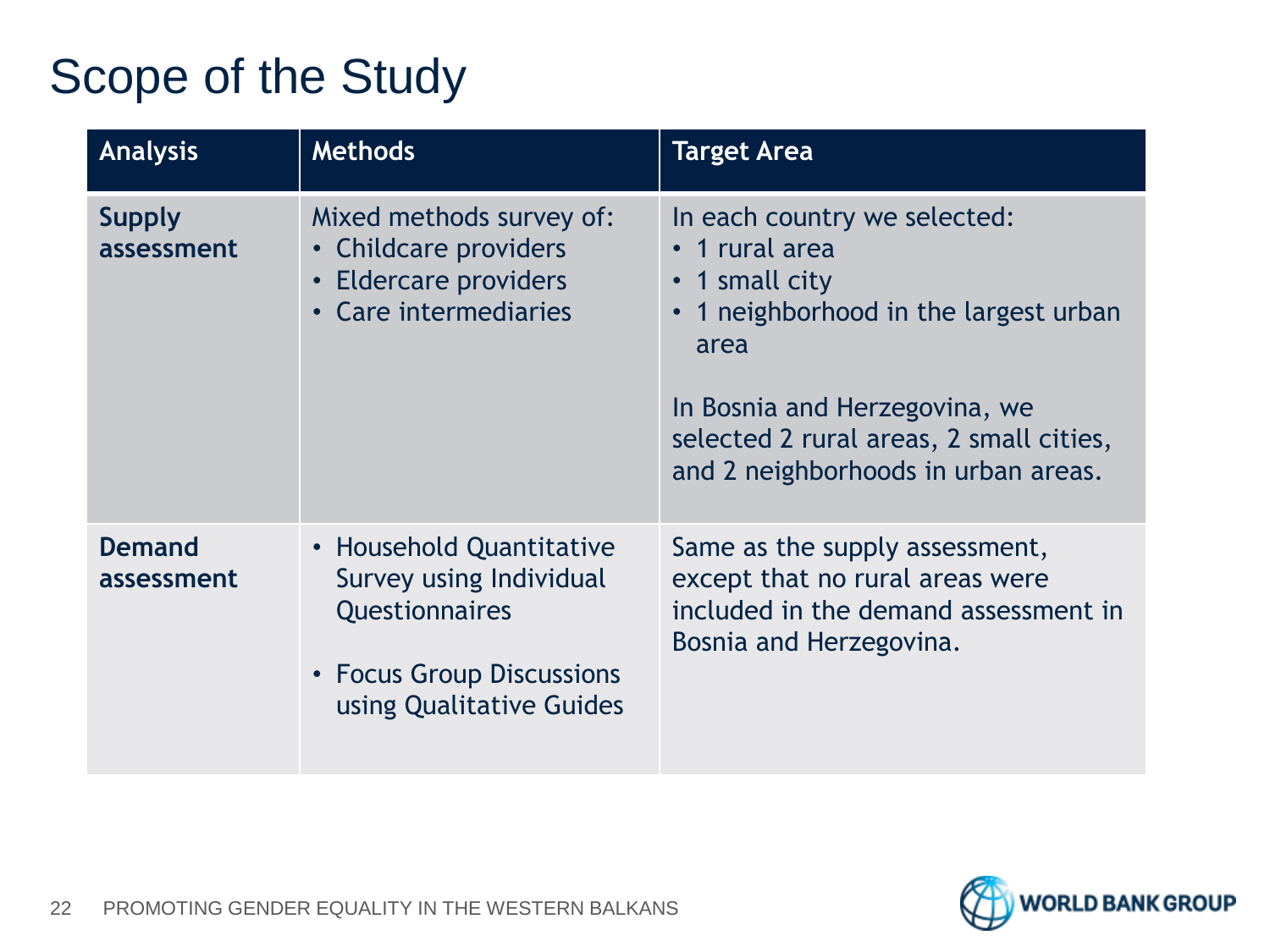# Scope of the Study

| Analysis | Methods | Target Area |
|---|---|---|
| **Supply assessment** | Mixed methods survey of:<br>• Childcare providers<br>• Eldercare providers<br>• Care intermediaries | In each country we selected:<br>• 1 rural area<br>• 1 small city<br>• 1 neighborhood in the largest urban area<br><br>In Bosnia and Herzegovina, we selected 2 rural areas, 2 small cities, and 2 neighborhoods in urban areas. |
| **Demand assessment** | • Household Quantitative Survey using Individual Questionnaires<br><br>• Focus Group Discussions using Qualitative Guides | Same as the supply assessment, except that no rural areas were included in the demand assessment in Bosnia and Herzegovina. |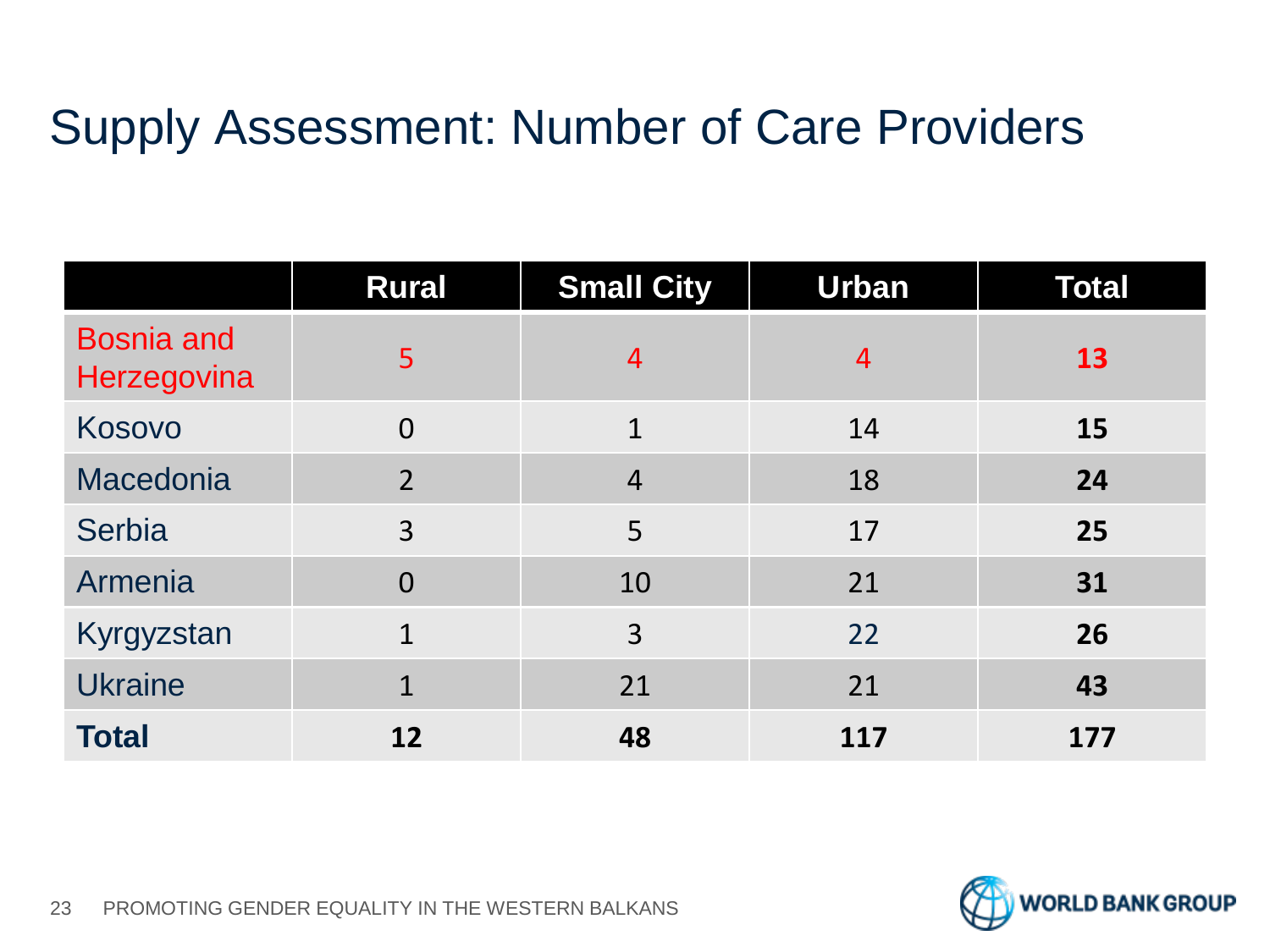# Supply Assessment: Number of Care Providers

| | Rural | Small City | Urban | Total |
|---|---|---|---|---|
| Bosnia and Herzegovina | 5 | 4 | 4 | **13** |
| Kosovo | 0 | 1 | 14 | **15** |
| Macedonia | 2 | 4 | 18 | **24** |
| Serbia | 3 | 5 | 17 | **25** |
| Armenia | 0 | 10 | 21 | **31** |
| Kyrgyzstan | 1 | 3 | 22 | **26** |
| Ukraine | 1 | 21 | 21 | **43** |
| **Total** | **12** | **48** | **117** | **177** |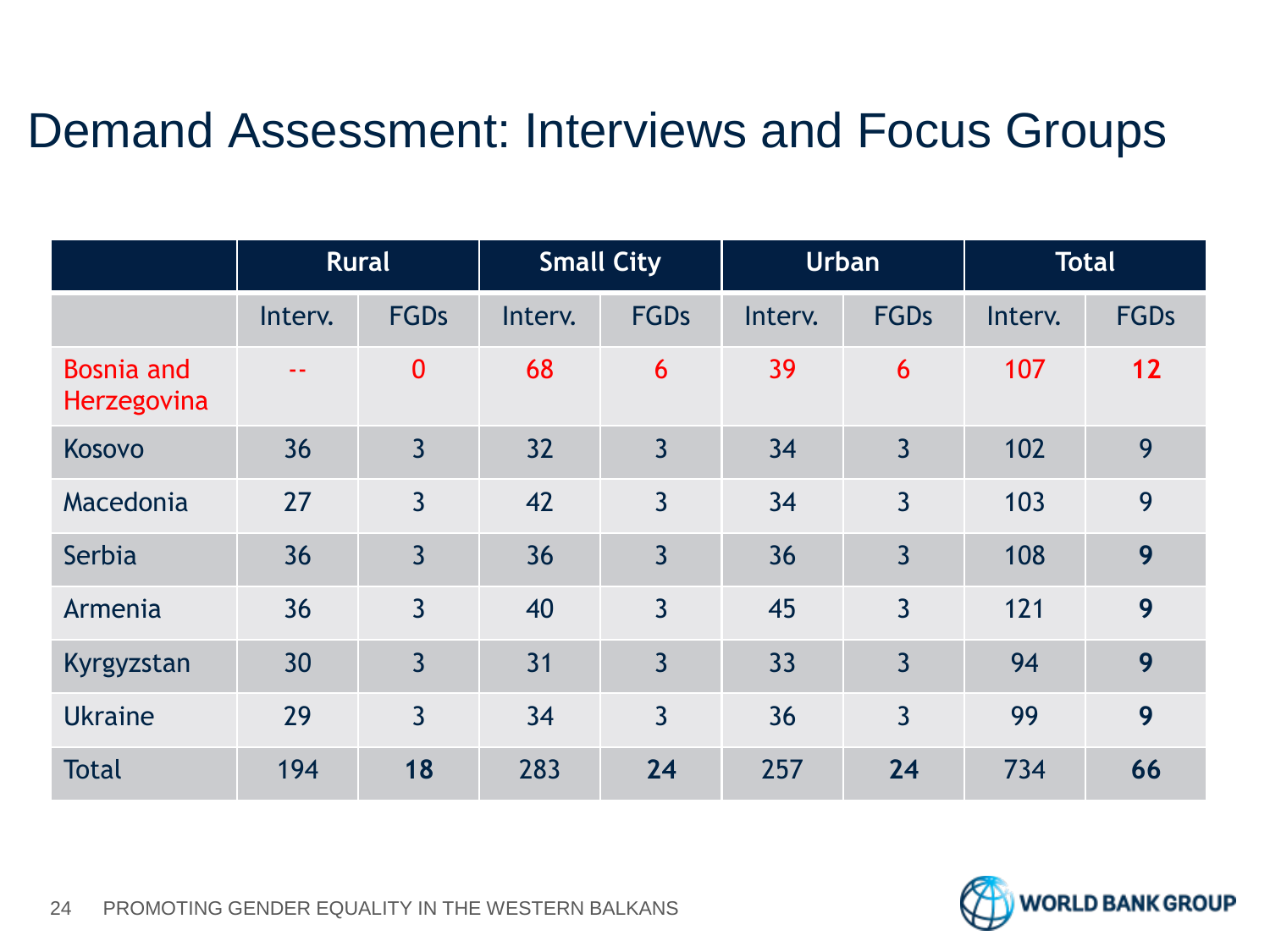# Demand Assessment: Interviews and Focus Groups

| | Rural | | Small City | | Urban | | Total | |
|---|---|---|---|---|---|---|---|---|
| | Interv. | FGDs | Interv. | FGDs | Interv. | FGDs | Interv. | FGDs |
| Bosnia and Herzegovina | -- | 0 | 68 | 6 | 39 | 6 | 107 | **12** |
| Kosovo | 36 | 3 | 32 | 3 | 34 | 3 | 102 | 9 |
| Macedonia | 27 | 3 | 42 | 3 | 34 | 3 | 103 | 9 |
| Serbia | 36 | 3 | 36 | 3 | 36 | 3 | 108 | **9** |
| Armenia | 36 | 3 | 40 | 3 | 45 | 3 | 121 | **9** |
| Kyrgyzstan | 30 | 3 | 31 | 3 | 33 | 3 | 94 | **9** |
| Ukraine | 29 | 3 | 34 | 3 | 36 | 3 | 99 | **9** |
| Total | 194 | **18** | 283 | **24** | 257 | **24** | 734 | **66** |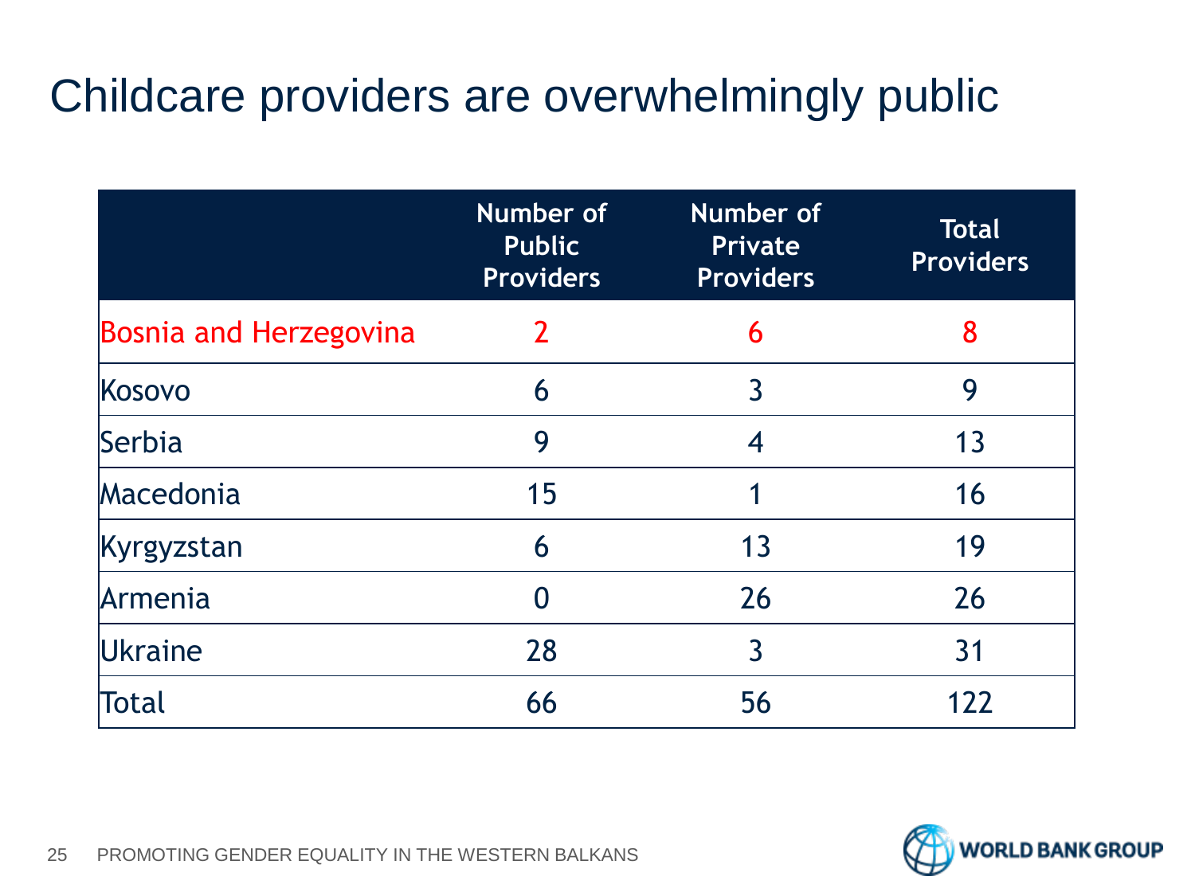# Childcare providers are overwhelmingly public

| | Number of Public Providers | Number of Private Providers | Total Providers |
|---|---|---|---|
| Bosnia and Herzegovina | 2 | 6 | 8 |
| Kosovo | 6 | 3 | 9 |
| Serbia | 9 | 4 | 13 |
| Macedonia | 15 | 1 | 16 |
| Kyrgyzstan | 6 | 13 | 19 |
| Armenia | 0 | 26 | 26 |
| Ukraine | 28 | 3 | 31 |
| Total | 66 | 56 | 122 |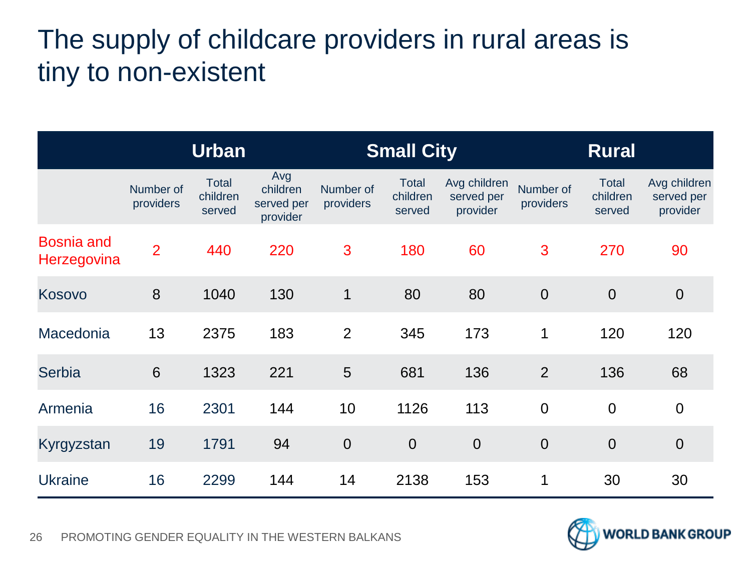# The supply of childcare providers in rural areas is tiny to non-existent

| | Urban | | | Small City | | | Rural | | |
|---|---|---|---|---|---|---|---|---|---|
| | Number of providers | Total children served | Avg children served per provider | Number of providers | Total children served | Avg children served per provider | Number of providers | Total children served | Avg children served per provider |
| Bosnia and Herzegovina | 2 | 440 | 220 | 3 | 180 | 60 | 3 | 270 | 90 |
| Kosovo | 8 | 1040 | 130 | 1 | 80 | 80 | 0 | 0 | 0 |
| Macedonia | 13 | 2375 | 183 | 2 | 345 | 173 | 1 | 120 | 120 |
| Serbia | 6 | 1323 | 221 | 5 | 681 | 136 | 2 | 136 | 68 |
| Armenia | 16 | 2301 | 144 | 10 | 1126 | 113 | 0 | 0 | 0 |
| Kyrgyzstan | 19 | 1791 | 94 | 0 | 0 | 0 | 0 | 0 | 0 |
| Ukraine | 16 | 2299 | 144 | 14 | 2138 | 153 | 1 | 30 | 30 |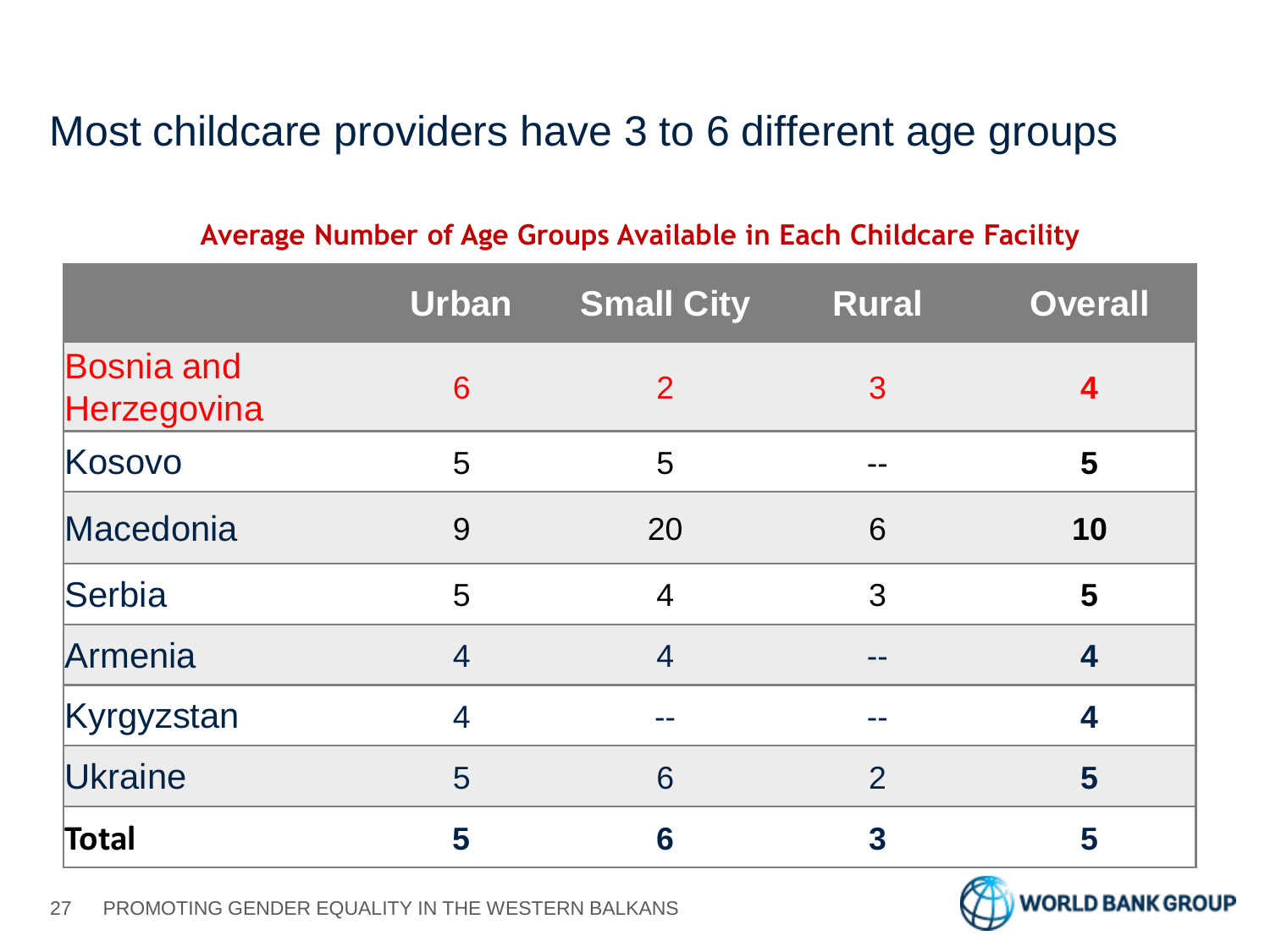# Most childcare providers have 3 to 6 different age groups

**Average Number of Age Groups Available in Each Childcare Facility**

| | Urban | Small City | Rural | Overall |
|---|---|---|---|---|
| Bosnia and Herzegovina | 6 | 2 | 3 | **4** |
| Kosovo | 5 | 5 | -- | **5** |
| Macedonia | 9 | 20 | 6 | **10** |
| Serbia | 5 | 4 | 3 | **5** |
| Armenia | 4 | 4 | -- | **4** |
| Kyrgyzstan | 4 | -- | -- | **4** |
| Ukraine | 5 | 6 | 2 | **5** |
| **Total** | **5** | **6** | **3** | **5** |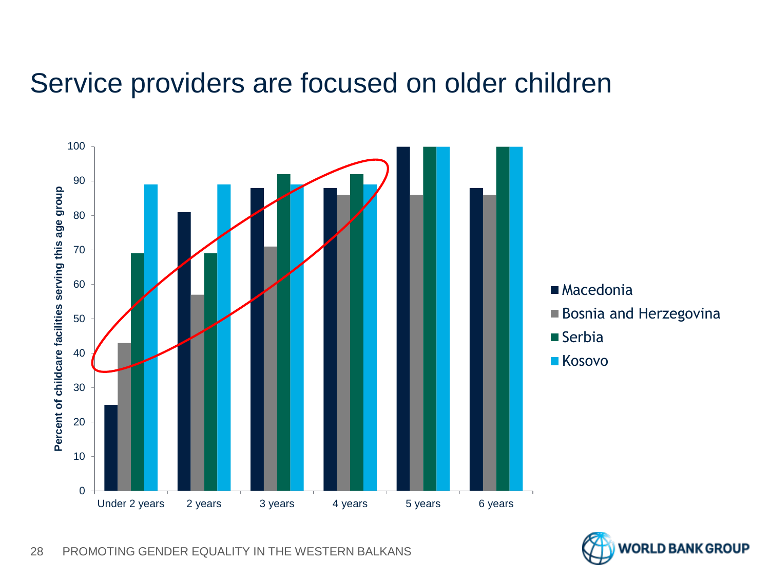# Service providers are focused on older children

| | Under 2 years | 2 years | 3 years | 4 years | 5 years | 6 years |
|---|---|---|---|---|---|---|
| Macedonia | 25 | 81 | 88 | 88 | 100 | 88 |
| Bosnia and Herzegovina | 43 | 57 | 71 | 86 | 86 | 86 |
| Serbia | 69 | 69 | 92 | 92 | 100 | 100 |
| Kosovo | 89 | 89 | 89 | 89 | 100 | 100 |

Percent of childcare facilities serving this age group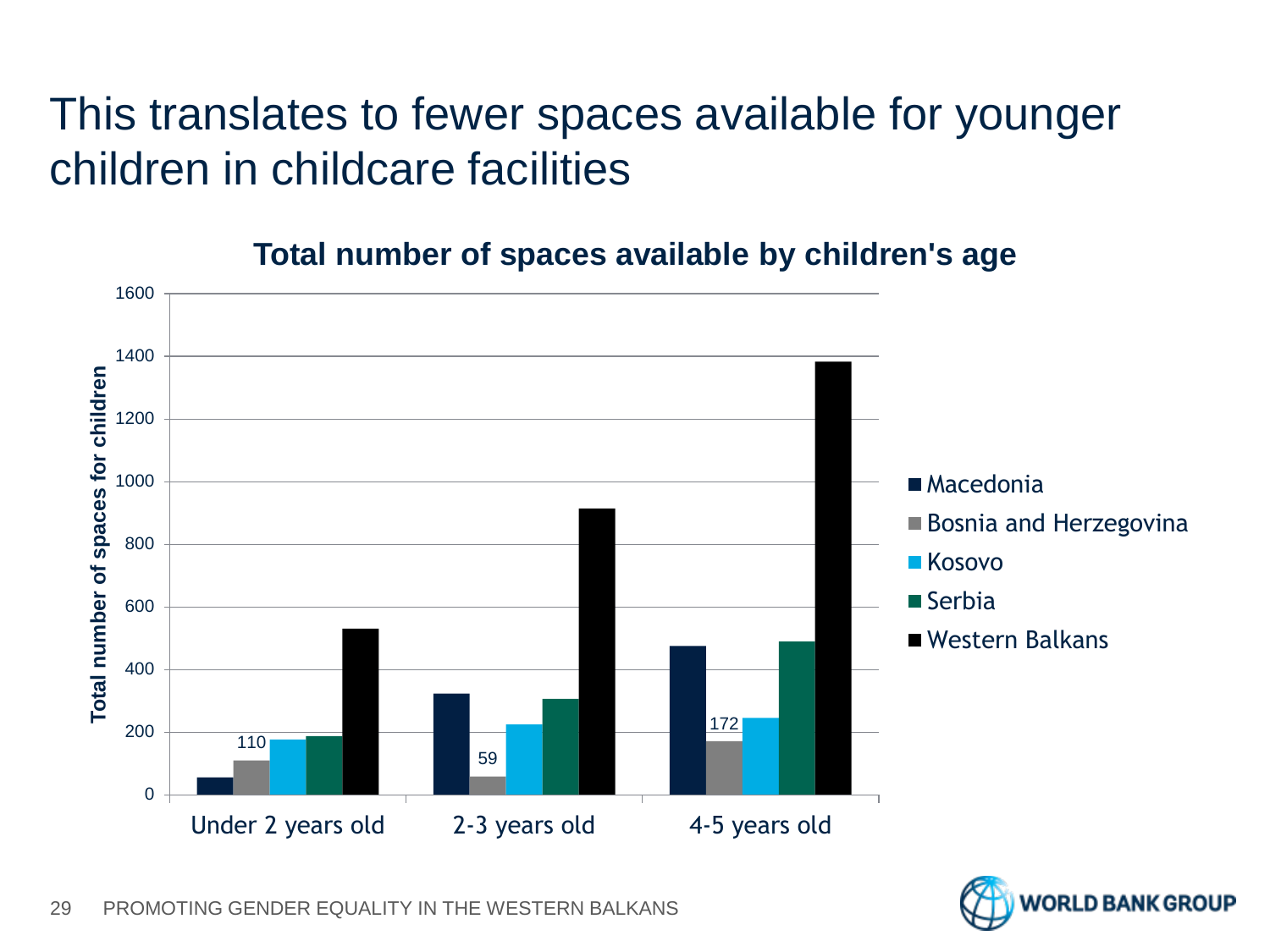# This translates to fewer spaces available for younger children in childcare facilities

**Total number of spaces available by children's age**

Total number of spaces for children

| | Macedonia | Bosnia and Herzegovina | Kosovo | Serbia | Western Balkans |
|---|---|---|---|---|---|
| Under 2 years old | | 110 | | | |
| 2-3 years old | | 59 | | | |
| 4-5 years old | | 172 | | | |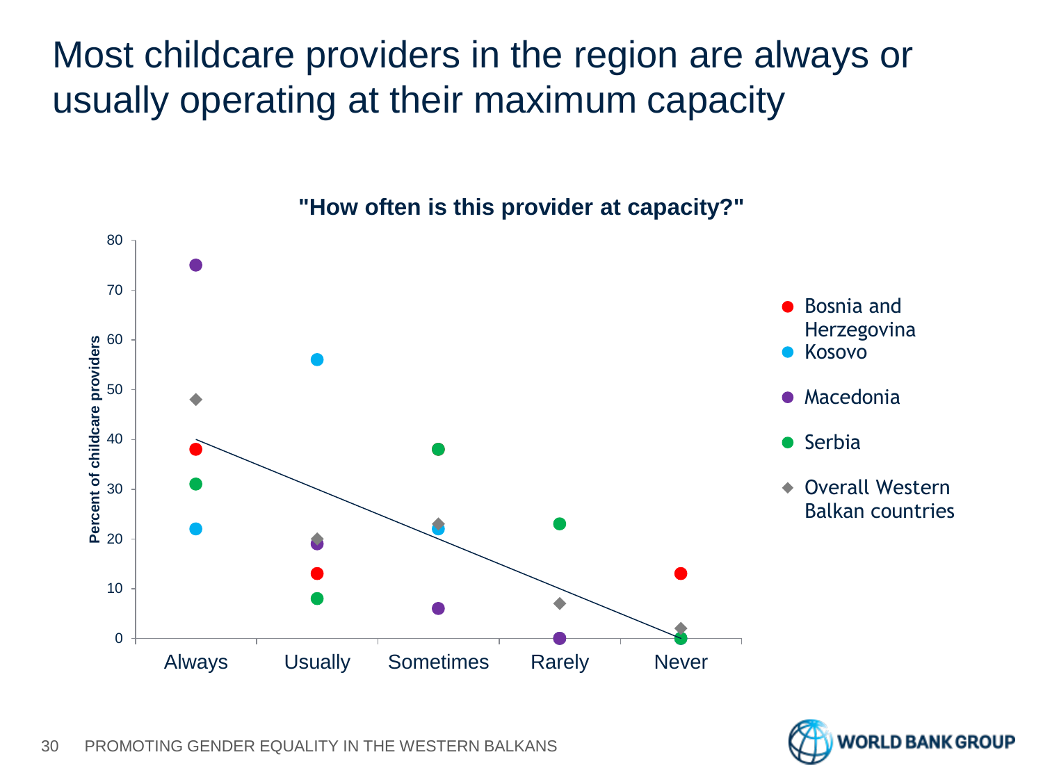# Most childcare providers in the region are always or usually operating at their maximum capacity

**"How often is this provider at capacity?"**

| | Always | Usually | Sometimes | Rarely | Never |
|---|---|---|---|---|---|
| Bosnia and Herzegovina | 38 | 13 | | | 13 |
| Kosovo | 22 | 56 | 22 | | |
| Macedonia | 75 | 19 | 6 | 0 | |
| Serbia | 31 | 8 | 38 | 23 | 0 |
| Overall Western Balkan countries | 48 | 20 | 23 | 7 | 2 |

Percent of childcare providers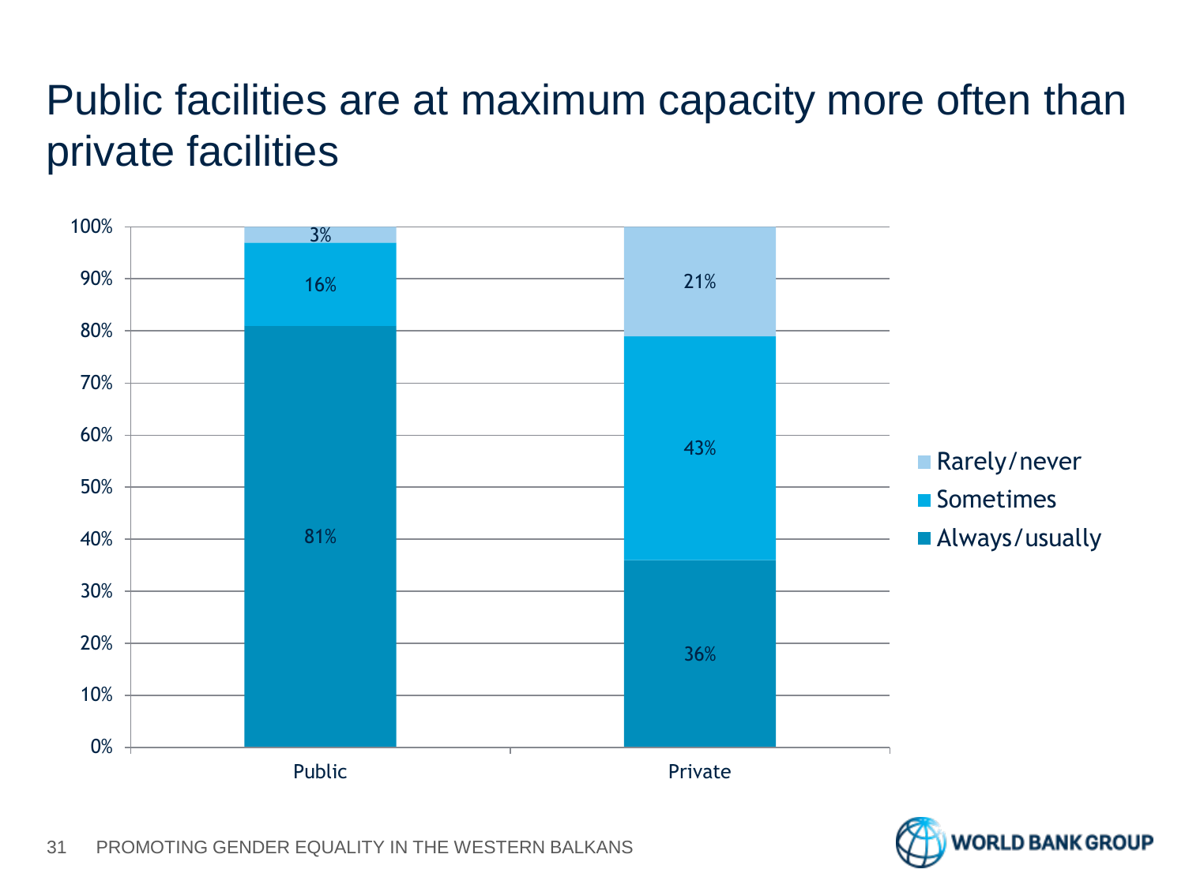# Public facilities are at maximum capacity more often than private facilities

| | Public | Private |
|---|---|---|
| Rarely/never | 3% | 21% |
| Sometimes | 16% | 43% |
| Always/usually | 81% | 36% |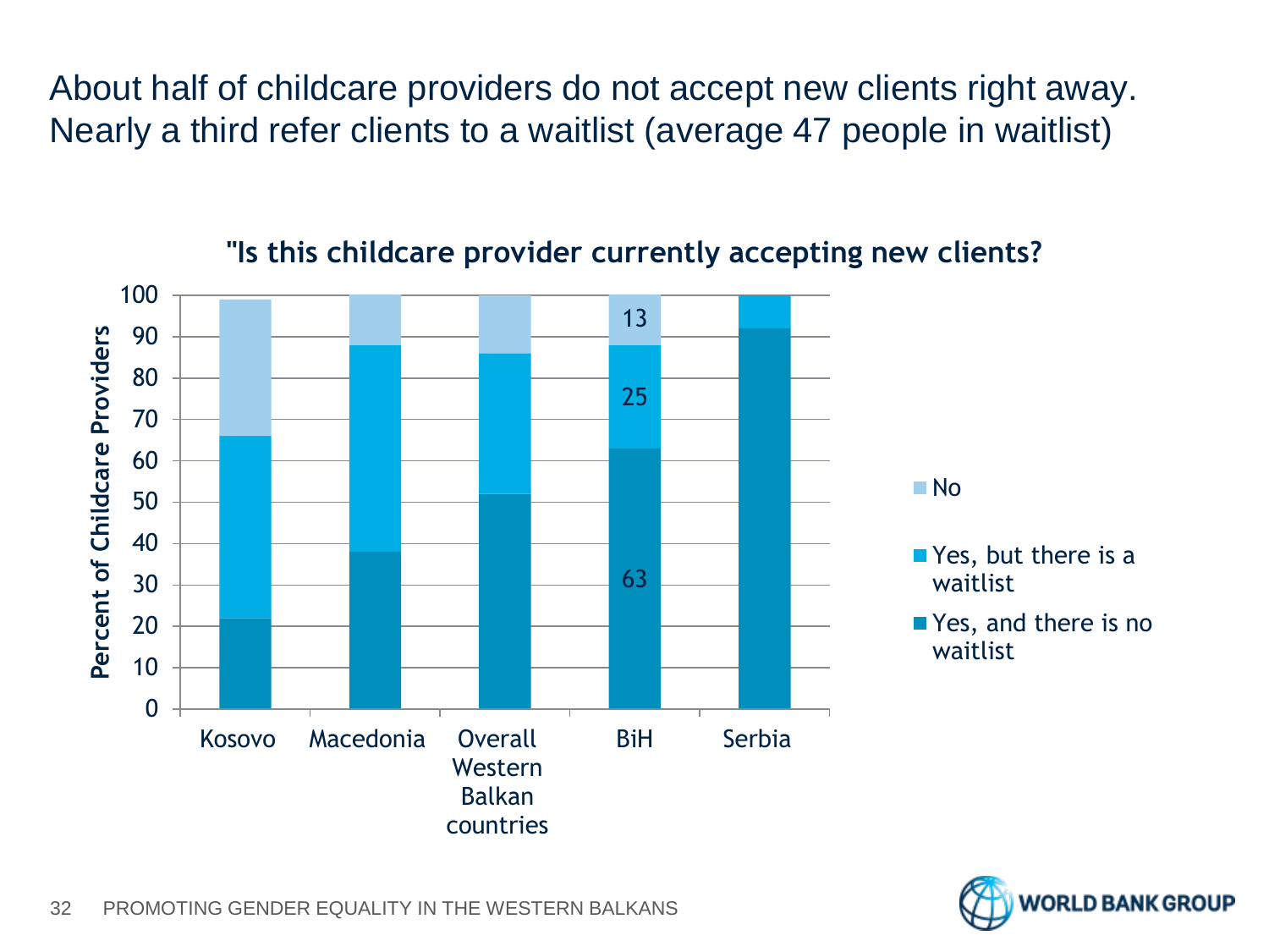# About half of childcare providers do not accept new clients right away. Nearly a third refer clients to a waitlist (average 47 people in waitlist)

**"Is this childcare provider currently accepting new clients?**

| Percent of Childcare Providers | Yes, and there is no waitlist | Yes, but there is a waitlist | No |
| --- | --- | --- | --- |
| Kosovo | 22 | 44 | 33 |
| Macedonia | 38 | 50 | 12 |
| Overall Western Balkan countries | 52 | 34 | 14 |
| BiH | 63 | 25 | 13 |
| Serbia | 92 | 8 | |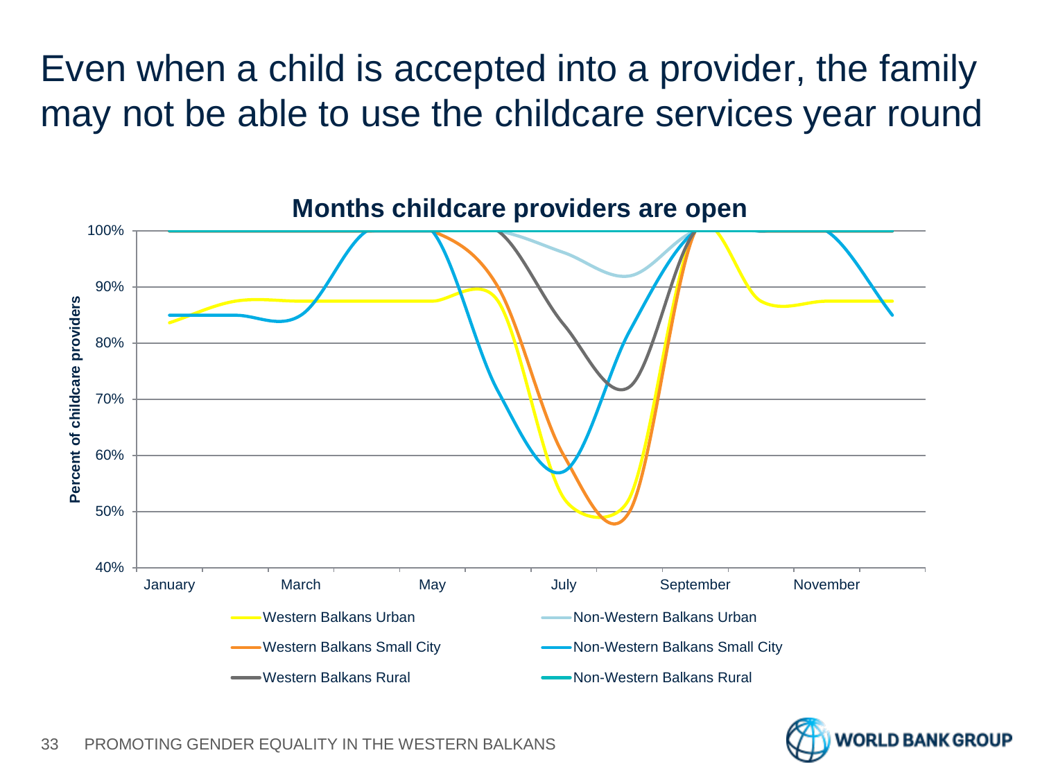# Even when a child is accepted into a provider, the family may not be able to use the childcare services year round

**Months childcare providers are open**

Percent of childcare providers

100%
90%
80%
70%
60%
50%
40%

January March May July September November

- Western Balkans Urban
- Western Balkans Small City
- Western Balkans Rural
- Non-Western Balkans Urban
- Non-Western Balkans Small City
- Non-Western Balkans Rural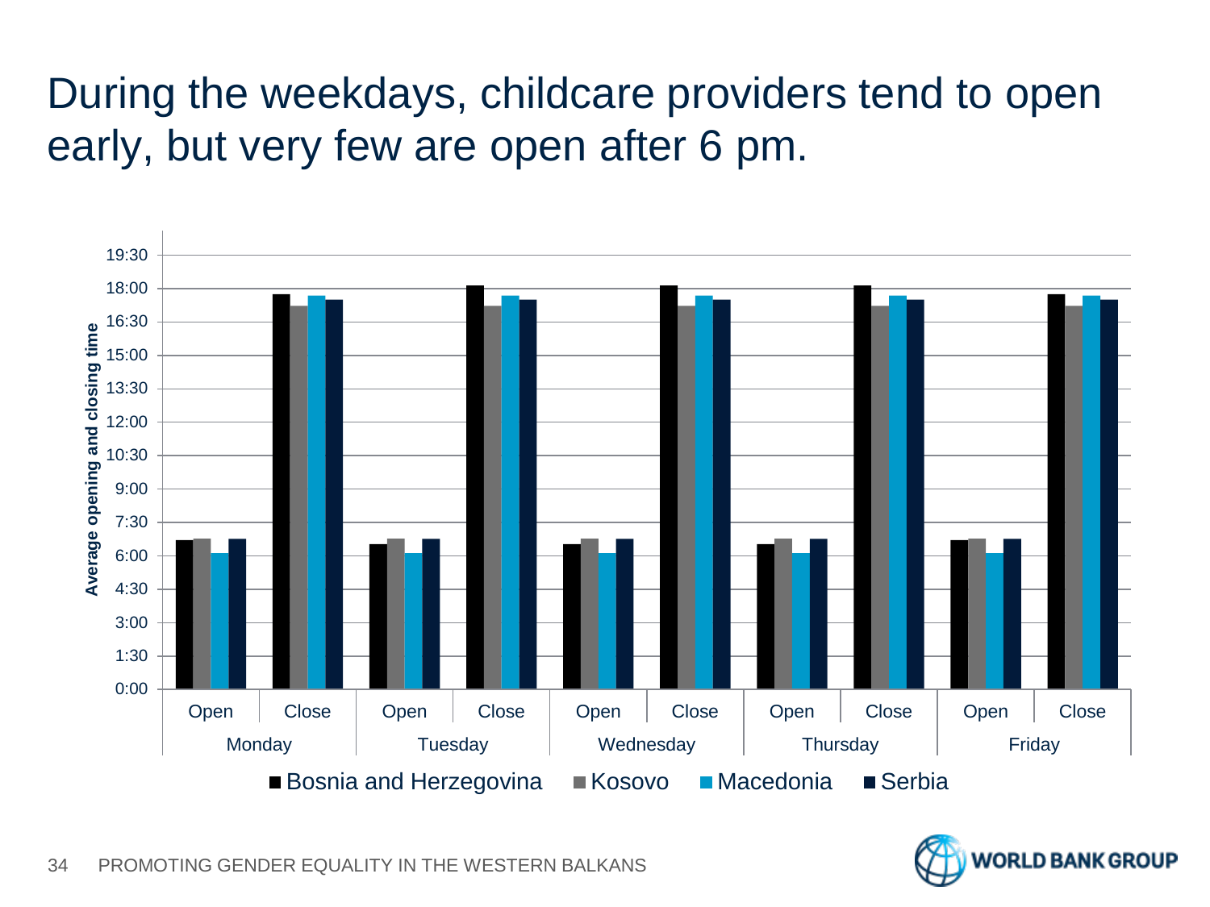# During the weekdays, childcare providers tend to open early, but very few are open after 6 pm.

Average opening and closing time

19:30
18:00
16:30
15:00
13:30
12:00
10:30
9:00
7:30
6:00
4:30
3:00
1:30
0:00

| Monday | | Tuesday | | Wednesday | | Thursday | | Friday | |
|---|---|---|---|---|---|---|---|---|---|
| Open | Close | Open | Close | Open | Close | Open | Close | Open | Close |

■ Bosnia and Herzegovina ■ Kosovo ■ Macedonia ■ Serbia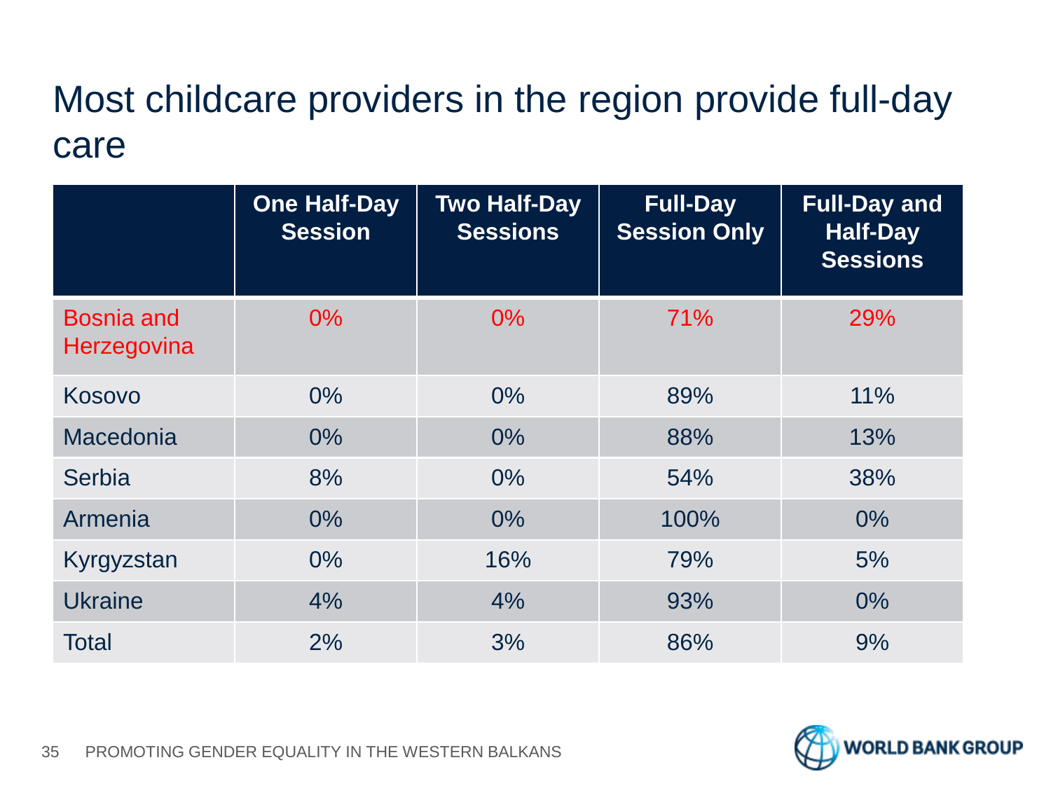# Most childcare providers in the region provide full-day care

| | One Half-Day Session | Two Half-Day Sessions | Full-Day Session Only | Full-Day and Half-Day Sessions |
|---|---|---|---|---|
| Bosnia and Herzegovina | 0% | 0% | 71% | 29% |
| Kosovo | 0% | 0% | 89% | 11% |
| Macedonia | 0% | 0% | 88% | 13% |
| Serbia | 8% | 0% | 54% | 38% |
| Armenia | 0% | 0% | 100% | 0% |
| Kyrgyzstan | 0% | 16% | 79% | 5% |
| Ukraine | 4% | 4% | 93% | 0% |
| Total | 2% | 3% | 86% | 9% |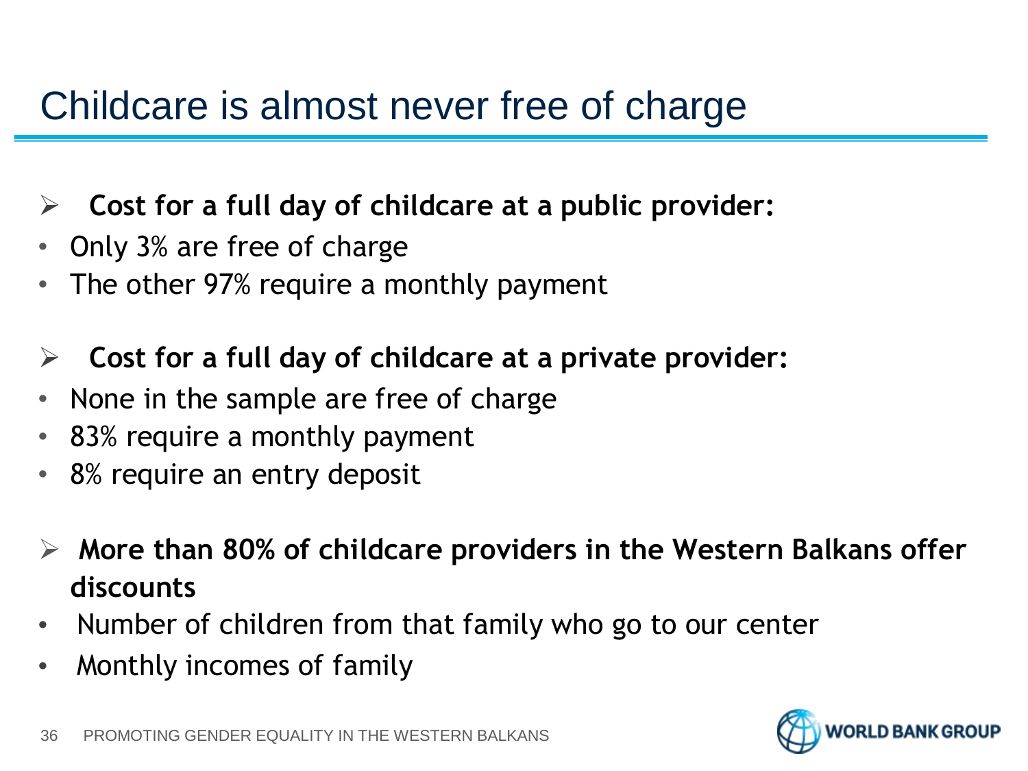# Childcare is almost never free of charge

- **Cost for a full day of childcare at a public provider:**
- Only 3% are free of charge
- The other 97% require a monthly payment

- **Cost for a full day of childcare at a private provider:**
- None in the sample are free of charge
- 83% require a monthly payment
- 8% require an entry deposit

- **More than 80% of childcare providers in the Western Balkans offer discounts**
- Number of children from that family who go to our center
- Monthly incomes of family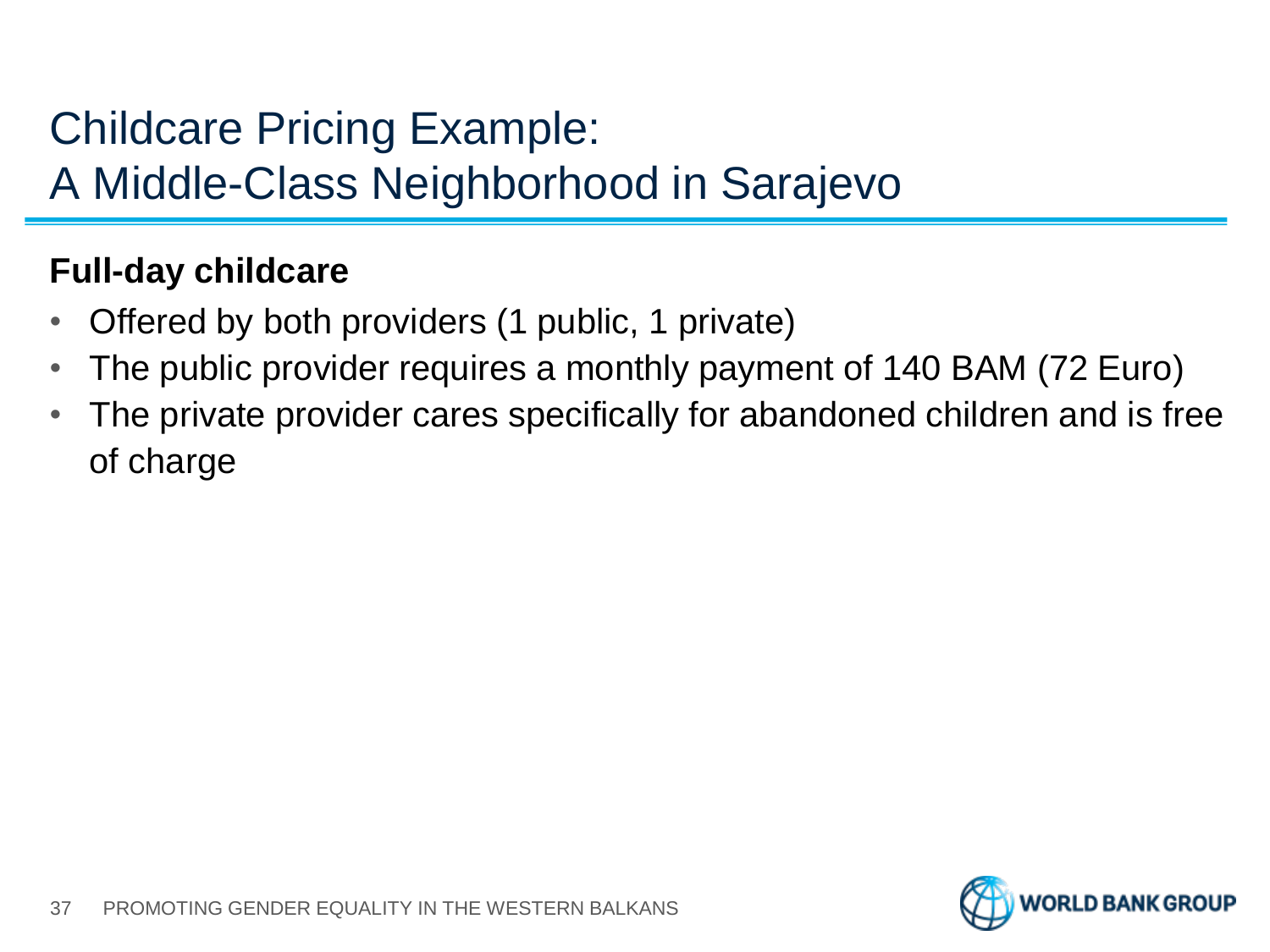# Childcare Pricing Example: A Middle-Class Neighborhood in Sarajevo

**Full-day childcare**

- Offered by both providers (1 public, 1 private)
- The public provider requires a monthly payment of 140 BAM (72 Euro)
- The private provider cares specifically for abandoned children and is free of charge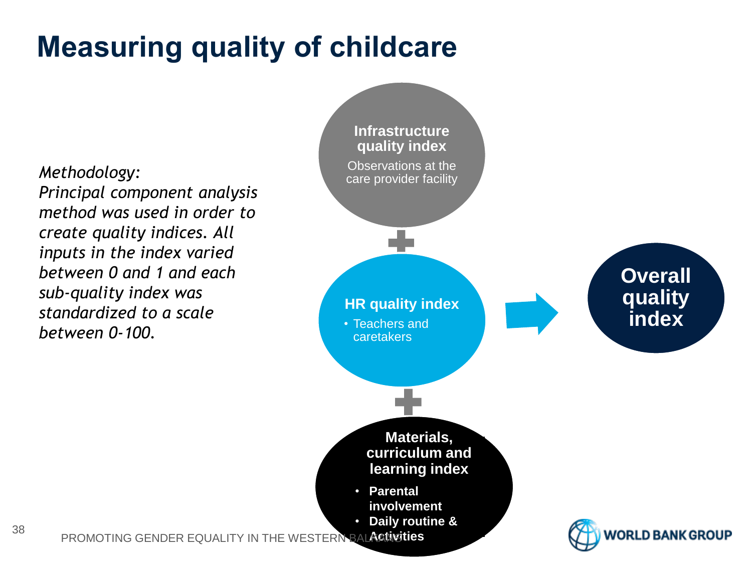# Measuring quality of childcare

*Methodology:*
*Principal component analysis method was used in order to create quality indices. All inputs in the index varied between 0 and 1 and each sub-quality index was standardized to a scale between 0-100.*

**Infrastructure quality index**
Observations at the care provider facility

+

**HR quality index**
- Teachers and caretakers

+

**Materials, curriculum and learning index**
- **Parental involvement**
- **Daily routine & Activities**

→ **Overall quality index**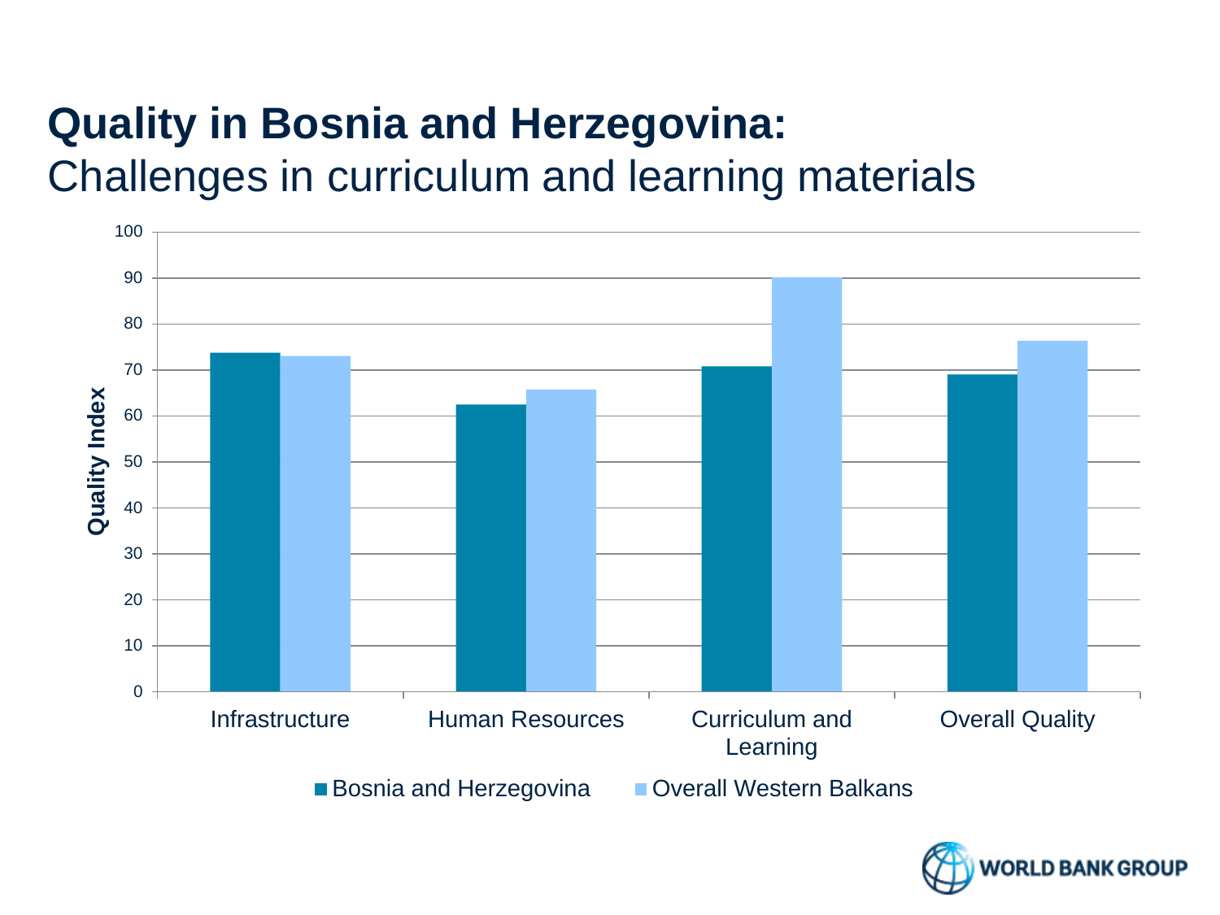# **Quality in Bosnia and Herzegovina:**
## Challenges in curriculum and learning materials

Quality Index

100
90
80
70
60
50
40
30
20
10
0

Infrastructure | Human Resources | Curriculum and Learning | Overall Quality

■ Bosnia and Herzegovina ■ Overall Western Balkans

WORLD BANK GROUP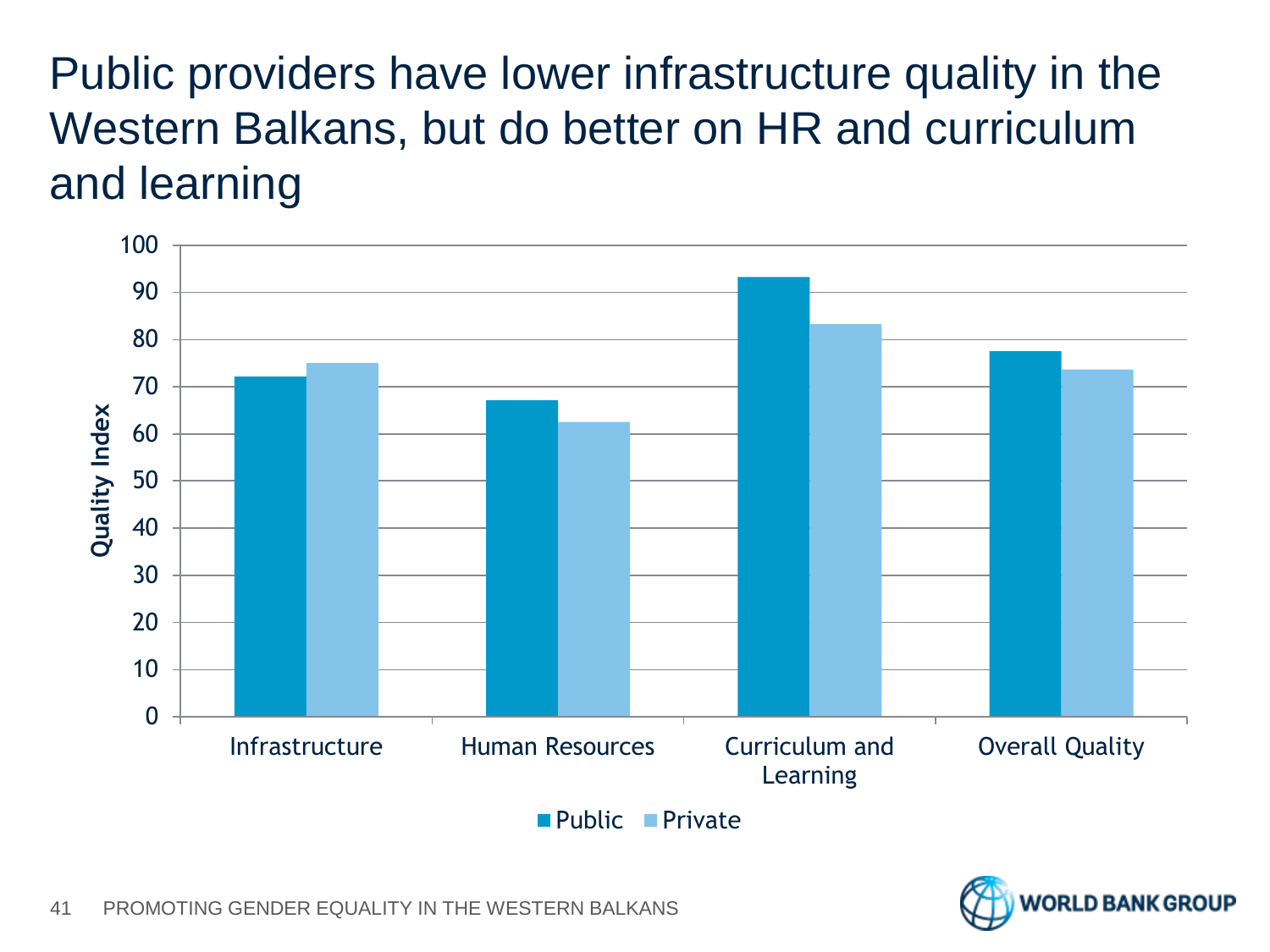# Public providers have lower infrastructure quality in the Western Balkans, but do better on HR and curriculum and learning

Quality Index

100
90
80
70
60
50
40
30
20
10
0

Infrastructure | Human Resources | Curriculum and Learning | Overall Quality

■ Public ■ Private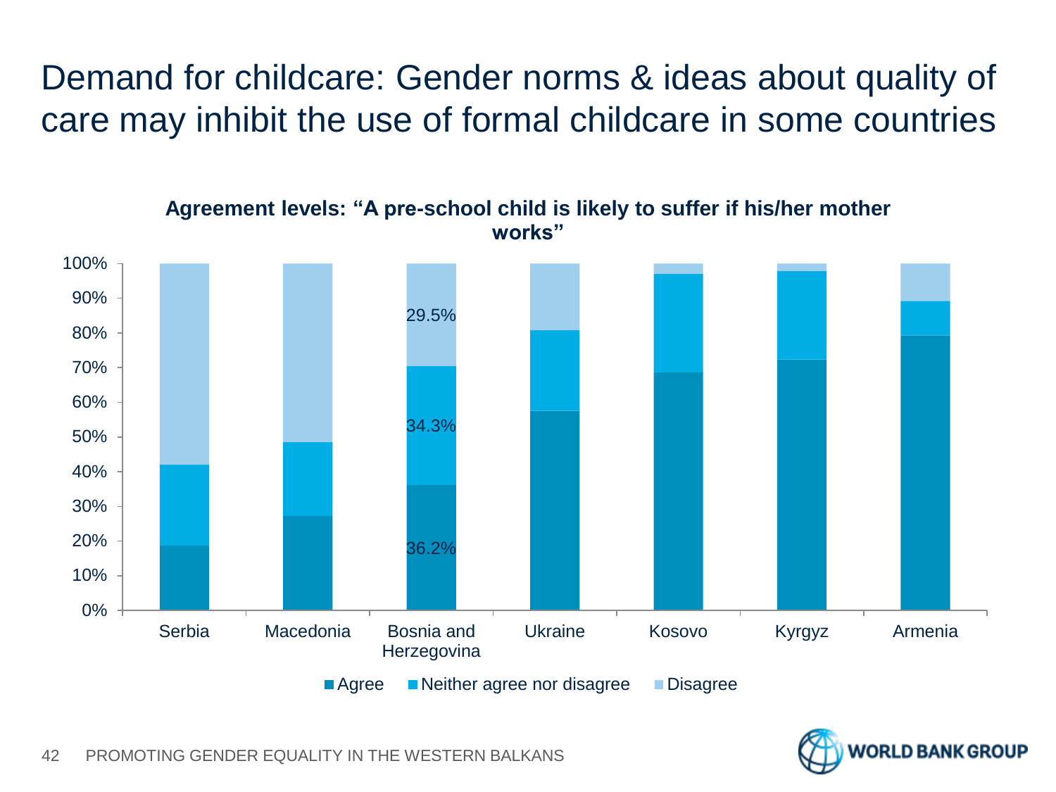# Demand for childcare: Gender norms & ideas about quality of care may inhibit the use of formal childcare in some countries

**Agreement levels: "A pre-school child is likely to suffer if his/her mother works"**

| Country | Agree | Neither agree nor disagree | Disagree |
|---|---|---|---|
| Serbia | | | |
| Macedonia | | | |
| Bosnia and Herzegovina | 36.2% | 34.3% | 29.5% |
| Ukraine | | | |
| Kosovo | | | |
| Kyrgyz | | | |
| Armenia | | | |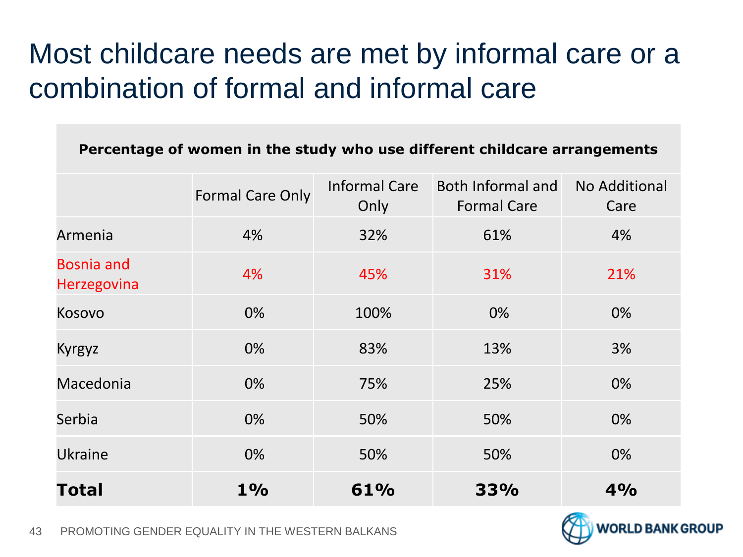# Most childcare needs are met by informal care or a combination of formal and informal care

**Percentage of women in the study who use different childcare arrangements**

| | Formal Care Only | Informal Care Only | Both Informal and Formal Care | No Additional Care |
|---|---|---|---|---|
| Armenia | 4% | 32% | 61% | 4% |
| Bosnia and Herzegovina | 4% | 45% | 31% | 21% |
| Kosovo | 0% | 100% | 0% | 0% |
| Kyrgyz | 0% | 83% | 13% | 3% |
| Macedonia | 0% | 75% | 25% | 0% |
| Serbia | 0% | 50% | 50% | 0% |
| Ukraine | 0% | 50% | 50% | 0% |
| **Total** | **1%** | **61%** | **33%** | **4%** |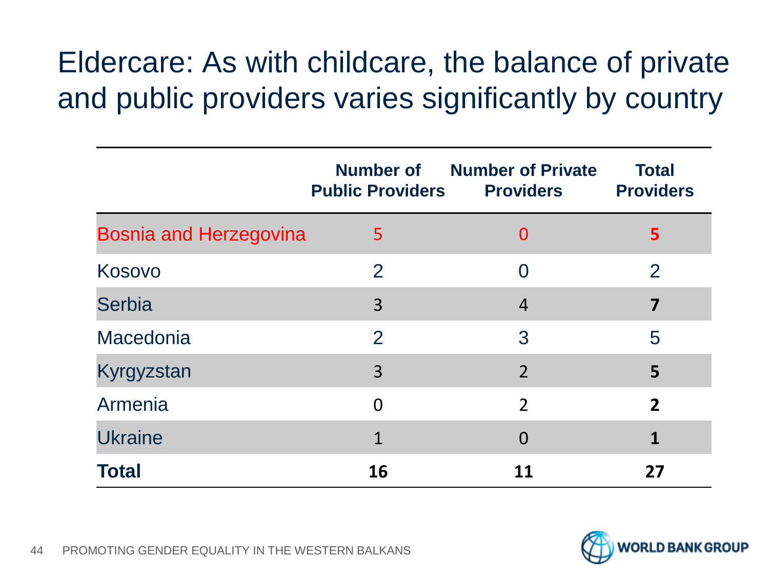# Eldercare: As with childcare, the balance of private and public providers varies significantly by country

| | Number of Public Providers | Number of Private Providers | Total Providers |
|---|---|---|---|
| Bosnia and Herzegovina | 5 | 0 | **5** |
| Kosovo | 2 | 0 | 2 |
| Serbia | 3 | 4 | **7** |
| Macedonia | 2 | 3 | 5 |
| Kyrgyzstan | 3 | 2 | **5** |
| Armenia | 0 | 2 | **2** |
| Ukraine | 1 | 0 | **1** |
| **Total** | **16** | **11** | **27** |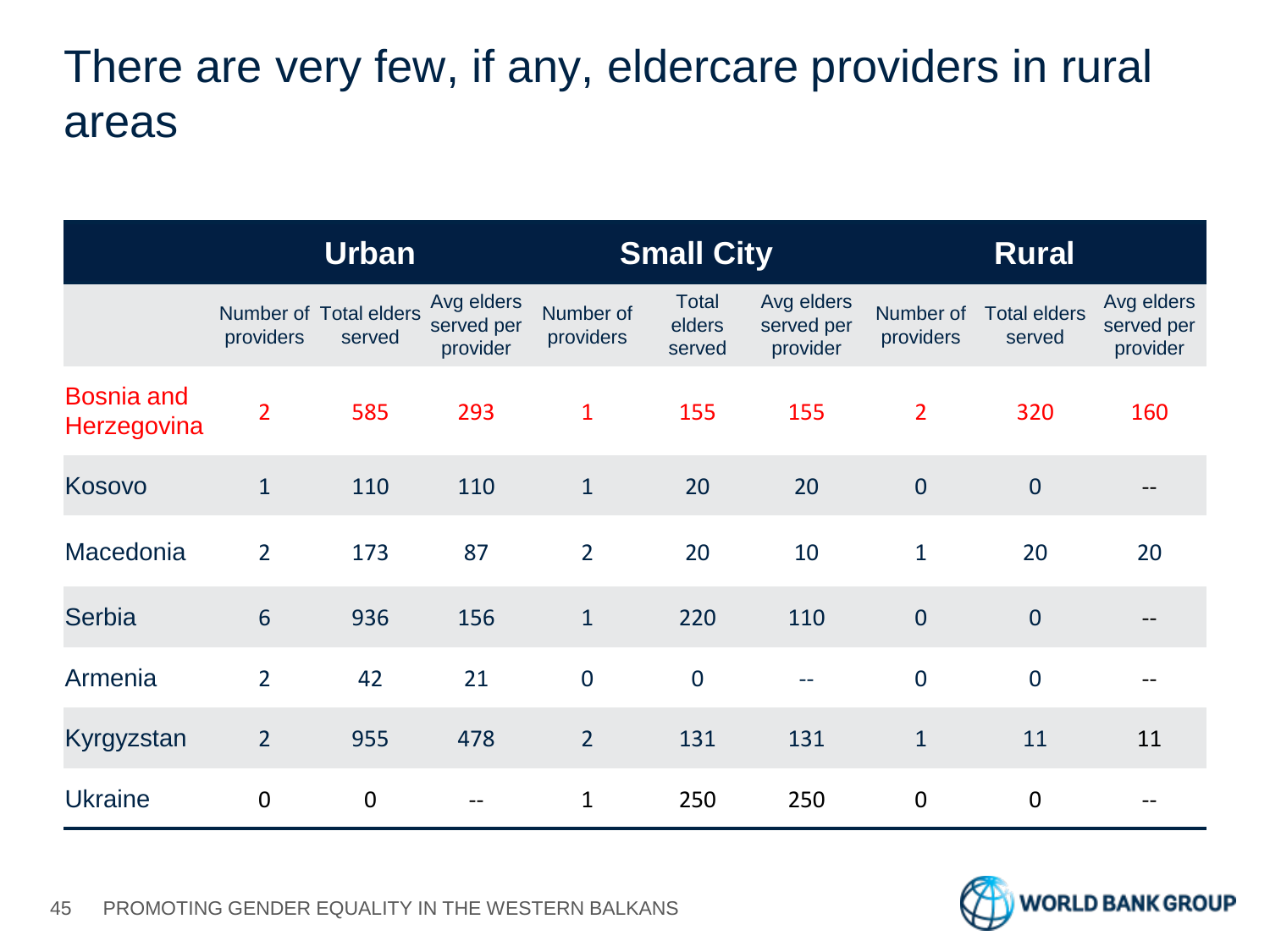# There are very few, if any, eldercare providers in rural areas

| | Urban | | | Small City | | | Rural | | |
|---|---|---|---|---|---|---|---|---|---|
| | Number of providers | Total elders served | Avg elders served per provider | Number of providers | Total elders served | Avg elders served per provider | Number of providers | Total elders served | Avg elders served per provider |
| Bosnia and Herzegovina | 2 | 585 | 293 | 1 | 155 | 155 | 2 | 320 | 160 |
| Kosovo | 1 | 110 | 110 | 1 | 20 | 20 | 0 | 0 | -- |
| Macedonia | 2 | 173 | 87 | 2 | 20 | 10 | 1 | 20 | 20 |
| Serbia | 6 | 936 | 156 | 1 | 220 | 110 | 0 | 0 | -- |
| Armenia | 2 | 42 | 21 | 0 | 0 | -- | 0 | 0 | -- |
| Kyrgyzstan | 2 | 955 | 478 | 2 | 131 | 131 | 1 | 11 | 11 |
| Ukraine | 0 | 0 | -- | 1 | 250 | 250 | 0 | 0 | -- |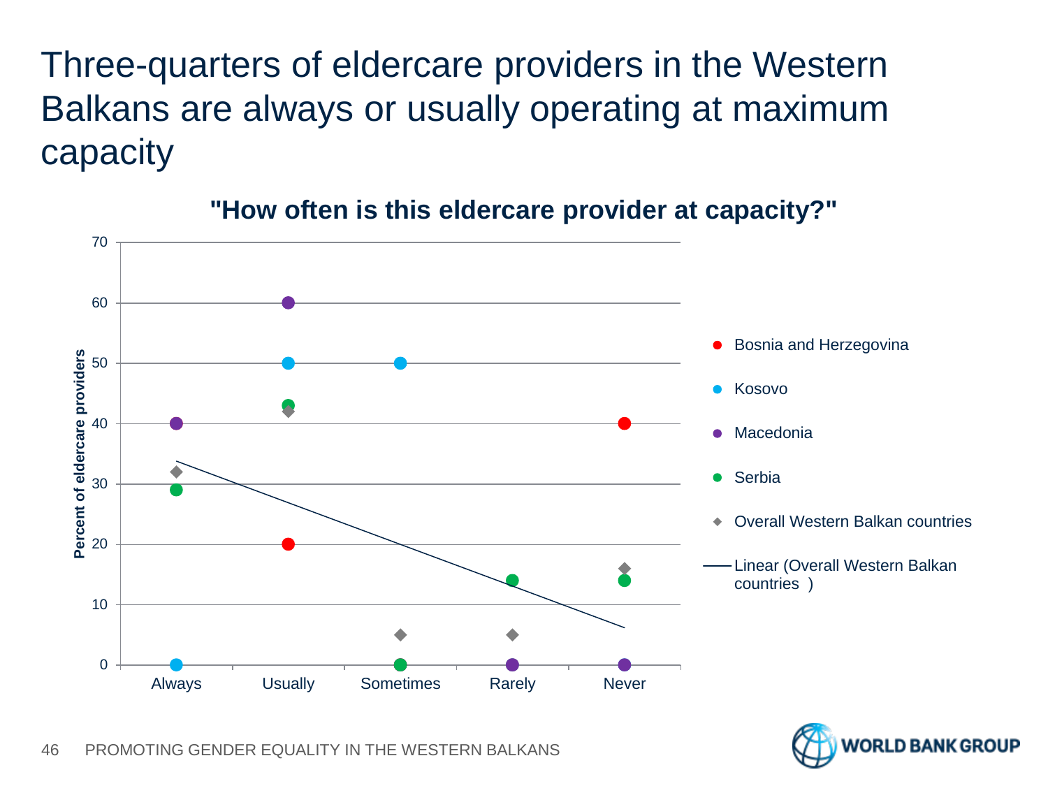# Three-quarters of eldercare providers in the Western Balkans are always or usually operating at maximum capacity

**"How often is this eldercare provider at capacity?"**

| | Always | Usually | Sometimes | Rarely | Never |
|---|---|---|---|---|---|
| Bosnia and Herzegovina | | 20 | | | 40 |
| Kosovo | 0 | 50 | 50 | | |
| Macedonia | 40 | 60 | | 0 | 0 |
| Serbia | 29 | 43 | 0 | 14 | 14 |
| Overall Western Balkan countries | 32 | 42 | 5 | 5 | 16 |

Y-axis: Percent of eldercare providers (0–70)

Legend: Bosnia and Herzegovina; Kosovo; Macedonia; Serbia; Overall Western Balkan countries; Linear (Overall Western Balkan countries )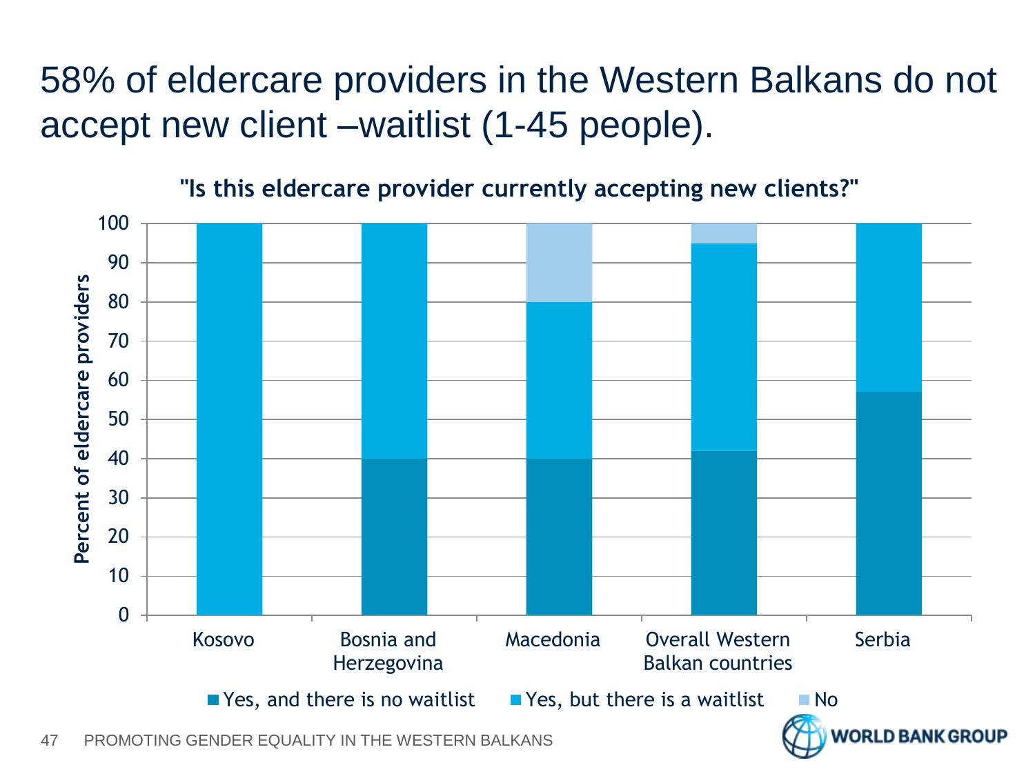# 58% of eldercare providers in the Western Balkans do not accept new client –waitlist (1-45 people).

**"Is this eldercare provider currently accepting new clients?"**

| | Yes, and there is no waitlist | Yes, but there is a waitlist | No |
|---|---|---|---|
| Kosovo | 0 | 100 | 0 |
| Bosnia and Herzegovina | 40 | 60 | 0 |
| Macedonia | 40 | 40 | 20 |
| Overall Western Balkan countries | 42 | 53 | 5 |
| Serbia | 57 | 43 | 0 |

Percent of eldercare providers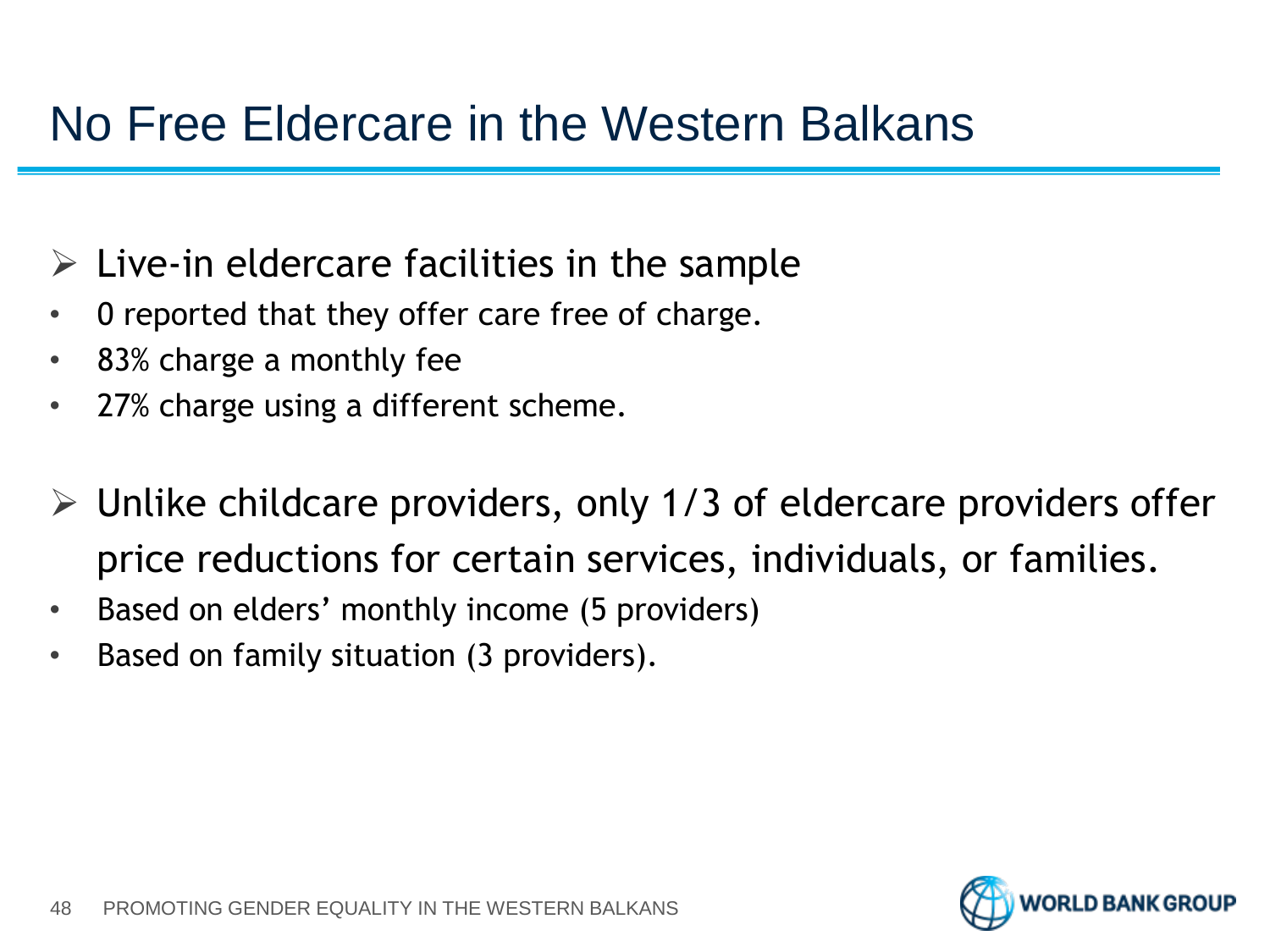# No Free Eldercare in the Western Balkans

- Live-in eldercare facilities in the sample
  - 0 reported that they offer care free of charge.
  - 83% charge a monthly fee
  - 27% charge using a different scheme.

- Unlike childcare providers, only 1/3 of eldercare providers offer price reductions for certain services, individuals, or families.
  - Based on elders' monthly income (5 providers)
  - Based on family situation (3 providers).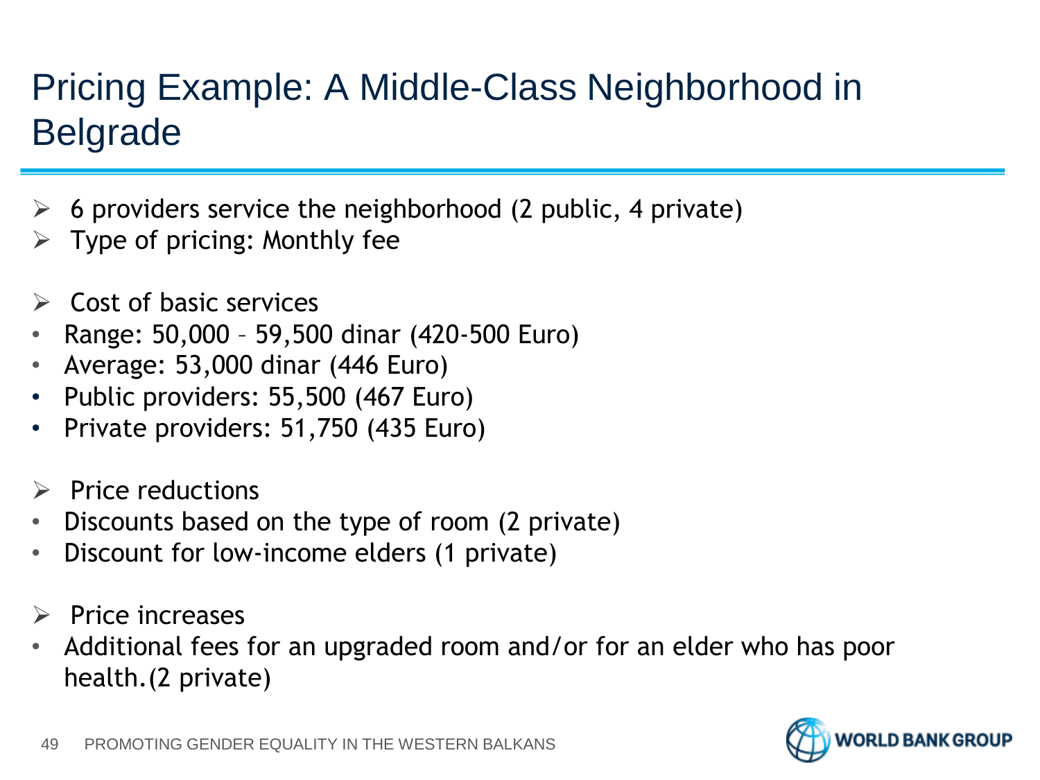# Pricing Example: A Middle-Class Neighborhood in Belgrade

- 6 providers service the neighborhood (2 public, 4 private)
- Type of pricing: Monthly fee

- Cost of basic services
  - Range: 50,000 – 59,500 dinar (420-500 Euro)
  - Average: 53,000 dinar (446 Euro)
  - Public providers: 55,500 (467 Euro)
  - Private providers: 51,750 (435 Euro)

- Price reductions
  - Discounts based on the type of room (2 private)
  - Discount for low-income elders (1 private)

- Price increases
  - Additional fees for an upgraded room and/or for an elder who has poor health.(2 private)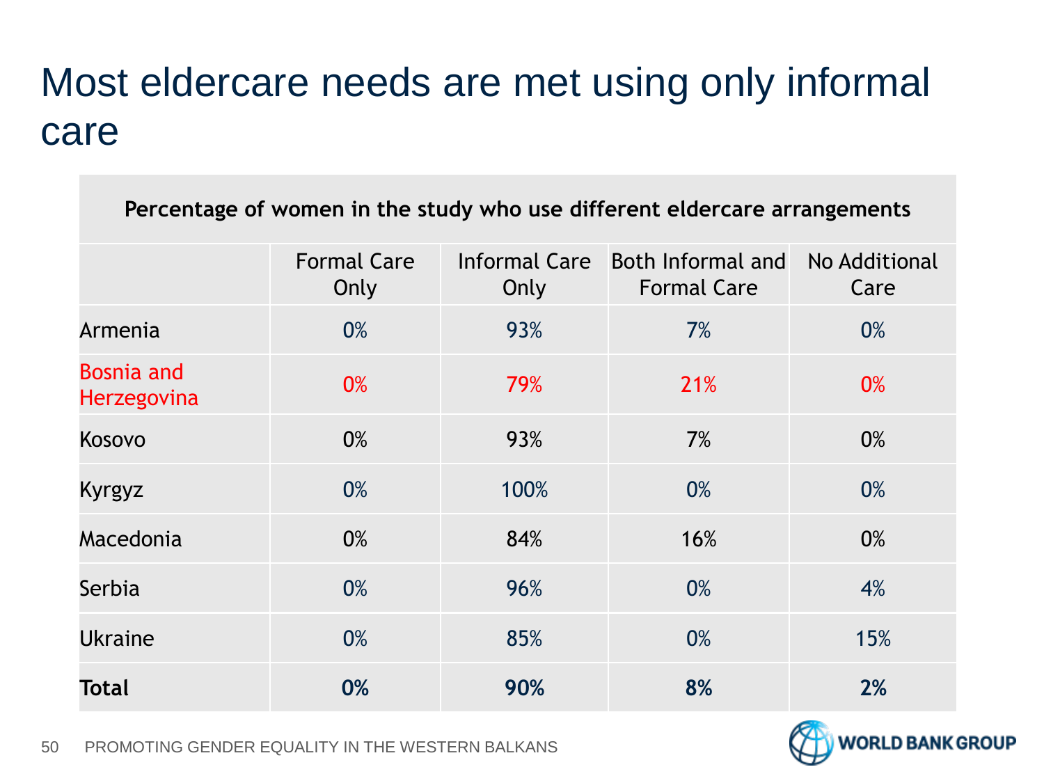# Most eldercare needs are met using only informal care

| Percentage of women in the study who use different eldercare arrangements | | | | |
|---|---|---|---|---|
| | Formal Care Only | Informal Care Only | Both Informal and Formal Care | No Additional Care |
| Armenia | 0% | 93% | 7% | 0% |
| Bosnia and Herzegovina | 0% | 79% | 21% | 0% |
| Kosovo | 0% | 93% | 7% | 0% |
| Kyrgyz | 0% | 100% | 0% | 0% |
| Macedonia | 0% | 84% | 16% | 0% |
| Serbia | 0% | 96% | 0% | 4% |
| Ukraine | 0% | 85% | 0% | 15% |
| **Total** | **0%** | **90%** | **8%** | **2%** |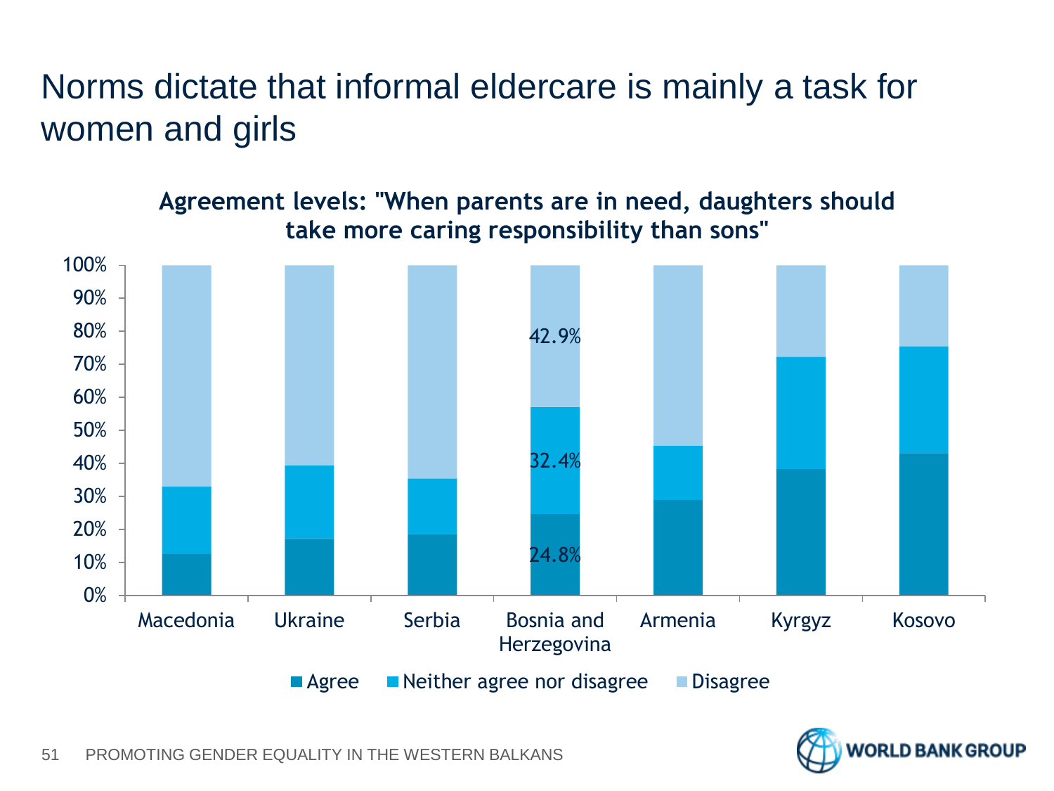# Norms dictate that informal eldercare is mainly a task for women and girls

**Agreement levels: "When parents are in need, daughters should take more caring responsibility than sons"**

| Country | Agree | Neither agree nor disagree | Disagree |
|---|---|---|---|
| Bosnia and Herzegovina | 24.8% | 32.4% | 42.9% |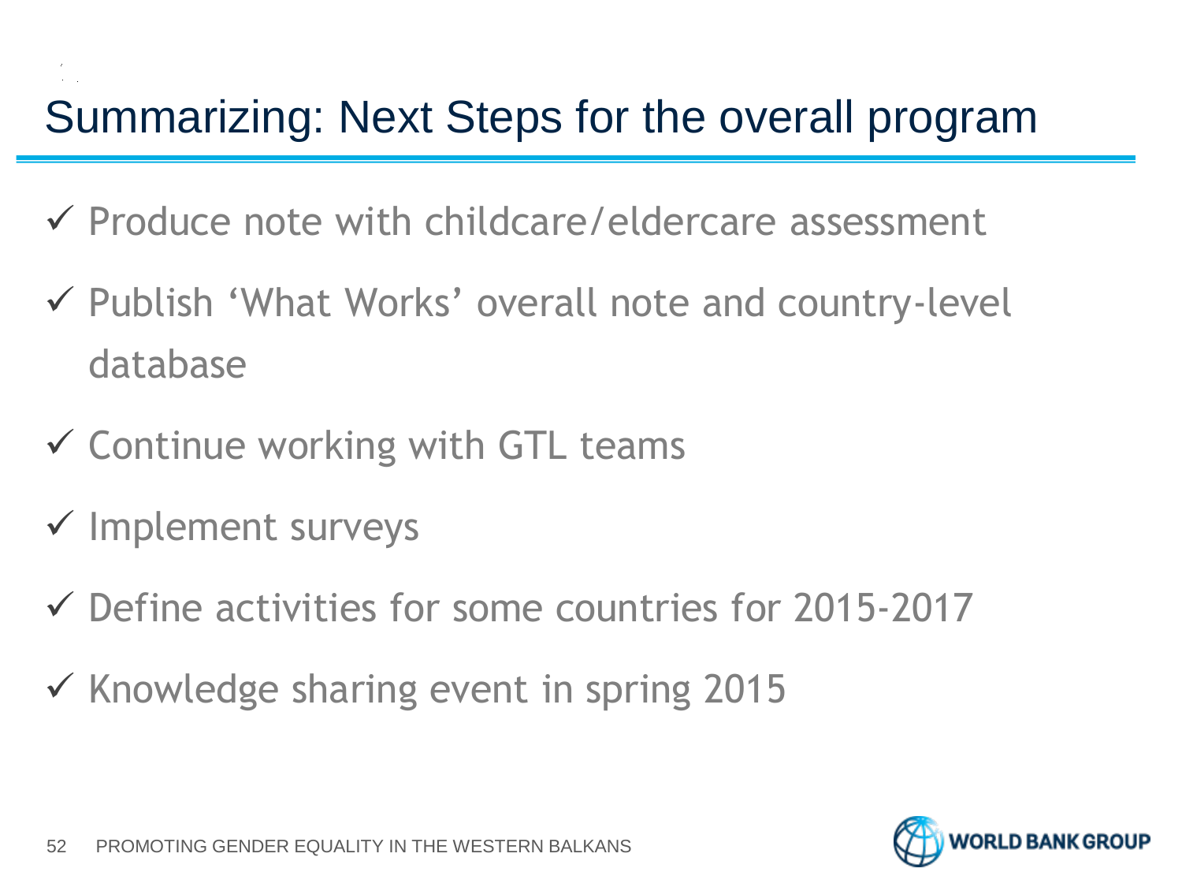# Summarizing: Next Steps for the overall program

- ✓ Produce note with childcare/eldercare assessment
- ✓ Publish 'What Works' overall note and country-level database
- ✓ Continue working with GTL teams
- ✓ Implement surveys
- ✓ Define activities for some countries for 2015-2017
- ✓ Knowledge sharing event in spring 2015